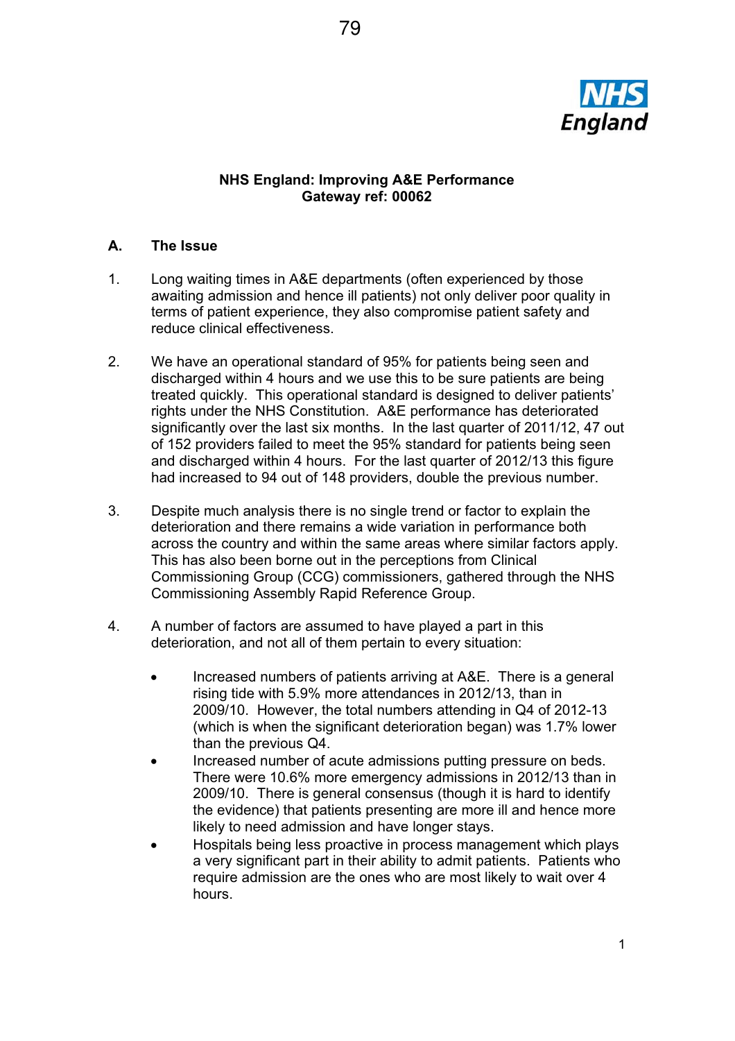**NHS England: Improving A&E Performance**
**Gateway ref: 00062**

## A. The Issue

1. Long waiting times in A&E departments (often experienced by those awaiting admission and hence ill patients) not only deliver poor quality in terms of patient experience, they also compromise patient safety and reduce clinical effectiveness.

2. We have an operational standard of 95% for patients being seen and discharged within 4 hours and we use this to be sure patients are being treated quickly. This operational standard is designed to deliver patients' rights under the NHS Constitution. A&E performance has deteriorated significantly over the last six months. In the last quarter of 2011/12, 47 out of 152 providers failed to meet the 95% standard for patients being seen and discharged within 4 hours. For the last quarter of 2012/13 this figure had increased to 94 out of 148 providers, double the previous number.

3. Despite much analysis there is no single trend or factor to explain the deterioration and there remains a wide variation in performance both across the country and within the same areas where similar factors apply. This has also been borne out in the perceptions from Clinical Commissioning Group (CCG) commissioners, gathered through the NHS Commissioning Assembly Rapid Reference Group.

4. A number of factors are assumed to have played a part in this deterioration, and not all of them pertain to every situation:

   - Increased numbers of patients arriving at A&E. There is a general rising tide with 5.9% more attendances in 2012/13, than in 2009/10. However, the total numbers attending in Q4 of 2012-13 (which is when the significant deterioration began) was 1.7% lower than the previous Q4.
   - Increased number of acute admissions putting pressure on beds. There were 10.6% more emergency admissions in 2012/13 than in 2009/10. There is general consensus (though it is hard to identify the evidence) that patients presenting are more ill and hence more likely to need admission and have longer stays.
   - Hospitals being less proactive in process management which plays a very significant part in their ability to admit patients. Patients who require admission are the ones who are most likely to wait over 4 hours.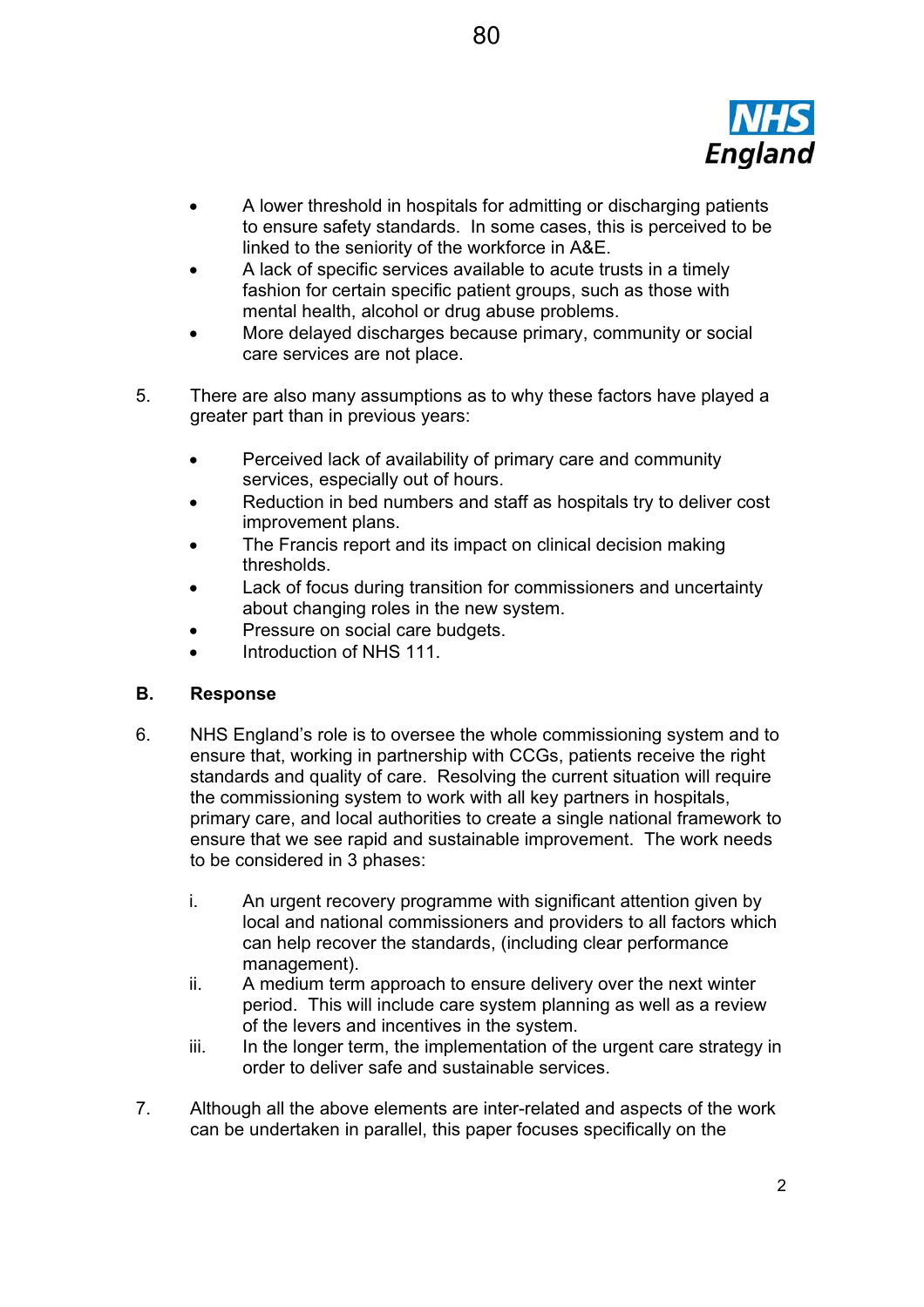- A lower threshold in hospitals for admitting or discharging patients to ensure safety standards. In some cases, this is perceived to be linked to the seniority of the workforce in A&E.
- A lack of specific services available to acute trusts in a timely fashion for certain specific patient groups, such as those with mental health, alcohol or drug abuse problems.
- More delayed discharges because primary, community or social care services are not place.

5. There are also many assumptions as to why these factors have played a greater part than in previous years:

   - Perceived lack of availability of primary care and community services, especially out of hours.
   - Reduction in bed numbers and staff as hospitals try to deliver cost improvement plans.
   - The Francis report and its impact on clinical decision making thresholds.
   - Lack of focus during transition for commissioners and uncertainty about changing roles in the new system.
   - Pressure on social care budgets.
   - Introduction of NHS 111.

## B. Response

6. NHS England's role is to oversee the whole commissioning system and to ensure that, working in partnership with CCGs, patients receive the right standards and quality of care. Resolving the current situation will require the commissioning system to work with all key partners in hospitals, primary care, and local authorities to create a single national framework to ensure that we see rapid and sustainable improvement. The work needs to be considered in 3 phases:

   i. An urgent recovery programme with significant attention given by local and national commissioners and providers to all factors which can help recover the standards, (including clear performance management).
   ii. A medium term approach to ensure delivery over the next winter period. This will include care system planning as well as a review of the levers and incentives in the system.
   iii. In the longer term, the implementation of the urgent care strategy in order to deliver safe and sustainable services.

7. Although all the above elements are inter-related and aspects of the work can be undertaken in parallel, this paper focuses specifically on the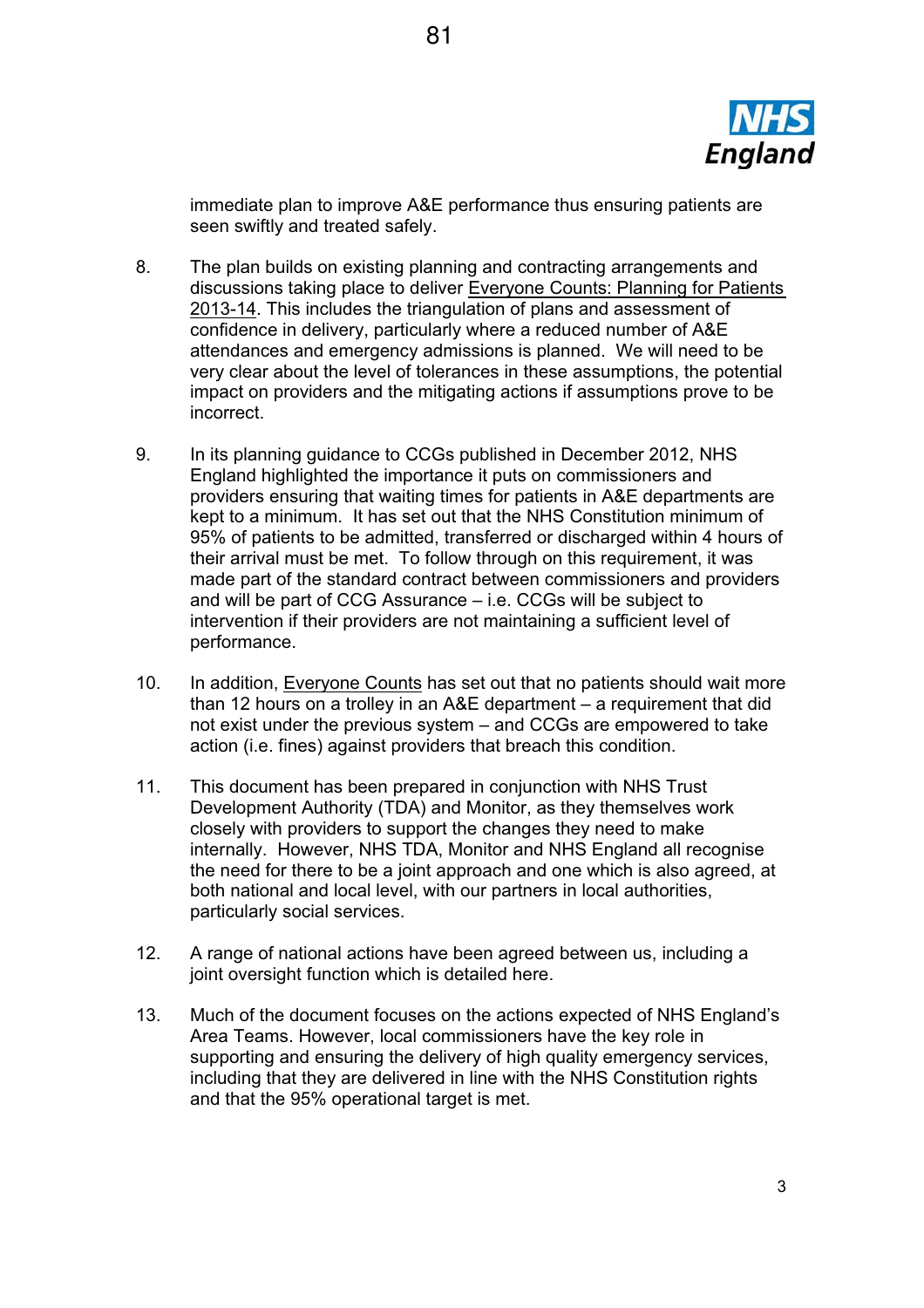immediate plan to improve A&E performance thus ensuring patients are seen swiftly and treated safely.

8. The plan builds on existing planning and contracting arrangements and discussions taking place to deliver Everyone Counts: Planning for Patients 2013-14. This includes the triangulation of plans and assessment of confidence in delivery, particularly where a reduced number of A&E attendances and emergency admissions is planned. We will need to be very clear about the level of tolerances in these assumptions, the potential impact on providers and the mitigating actions if assumptions prove to be incorrect.

9. In its planning guidance to CCGs published in December 2012, NHS England highlighted the importance it puts on commissioners and providers ensuring that waiting times for patients in A&E departments are kept to a minimum. It has set out that the NHS Constitution minimum of 95% of patients to be admitted, transferred or discharged within 4 hours of their arrival must be met. To follow through on this requirement, it was made part of the standard contract between commissioners and providers and will be part of CCG Assurance – i.e. CCGs will be subject to intervention if their providers are not maintaining a sufficient level of performance.

10. In addition, Everyone Counts has set out that no patients should wait more than 12 hours on a trolley in an A&E department – a requirement that did not exist under the previous system – and CCGs are empowered to take action (i.e. fines) against providers that breach this condition.

11. This document has been prepared in conjunction with NHS Trust Development Authority (TDA) and Monitor, as they themselves work closely with providers to support the changes they need to make internally. However, NHS TDA, Monitor and NHS England all recognise the need for there to be a joint approach and one which is also agreed, at both national and local level, with our partners in local authorities, particularly social services.

12. A range of national actions have been agreed between us, including a joint oversight function which is detailed here.

13. Much of the document focuses on the actions expected of NHS England's Area Teams. However, local commissioners have the key role in supporting and ensuring the delivery of high quality emergency services, including that they are delivered in line with the NHS Constitution rights and that the 95% operational target is met.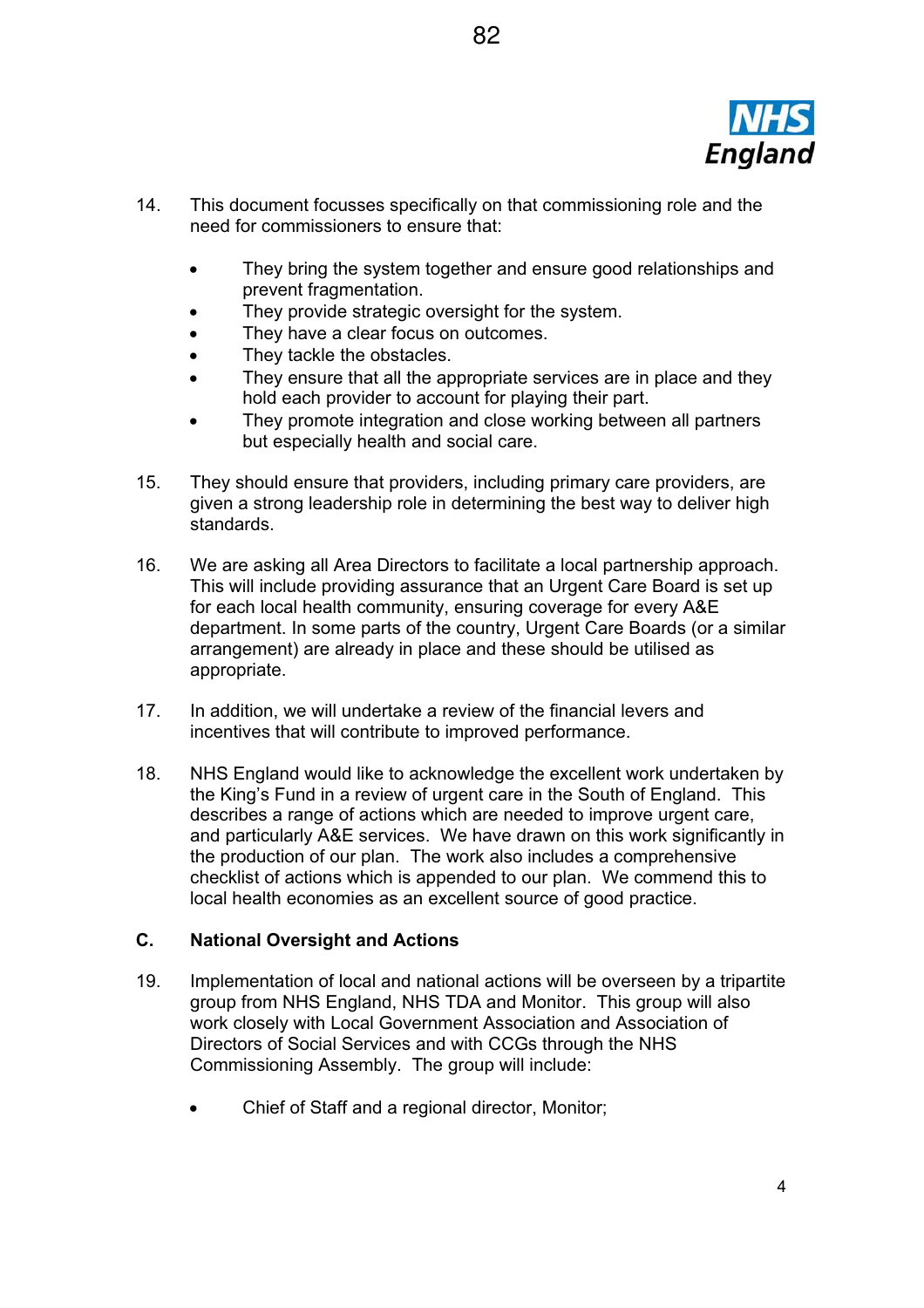14. This document focusses specifically on that commissioning role and the need for commissioners to ensure that:

   - They bring the system together and ensure good relationships and prevent fragmentation.
   - They provide strategic oversight for the system.
   - They have a clear focus on outcomes.
   - They tackle the obstacles.
   - They ensure that all the appropriate services are in place and they hold each provider to account for playing their part.
   - They promote integration and close working between all partners but especially health and social care.

15. They should ensure that providers, including primary care providers, are given a strong leadership role in determining the best way to deliver high standards.

16. We are asking all Area Directors to facilitate a local partnership approach. This will include providing assurance that an Urgent Care Board is set up for each local health community, ensuring coverage for every A&E department. In some parts of the country, Urgent Care Boards (or a similar arrangement) are already in place and these should be utilised as appropriate.

17. In addition, we will undertake a review of the financial levers and incentives that will contribute to improved performance.

18. NHS England would like to acknowledge the excellent work undertaken by the King's Fund in a review of urgent care in the South of England. This describes a range of actions which are needed to improve urgent care, and particularly A&E services. We have drawn on this work significantly in the production of our plan. The work also includes a comprehensive checklist of actions which is appended to our plan. We commend this to local health economies as an excellent source of good practice.

## C. National Oversight and Actions

19. Implementation of local and national actions will be overseen by a tripartite group from NHS England, NHS TDA and Monitor. This group will also work closely with Local Government Association and Association of Directors of Social Services and with CCGs through the NHS Commissioning Assembly. The group will include:

   - Chief of Staff and a regional director, Monitor;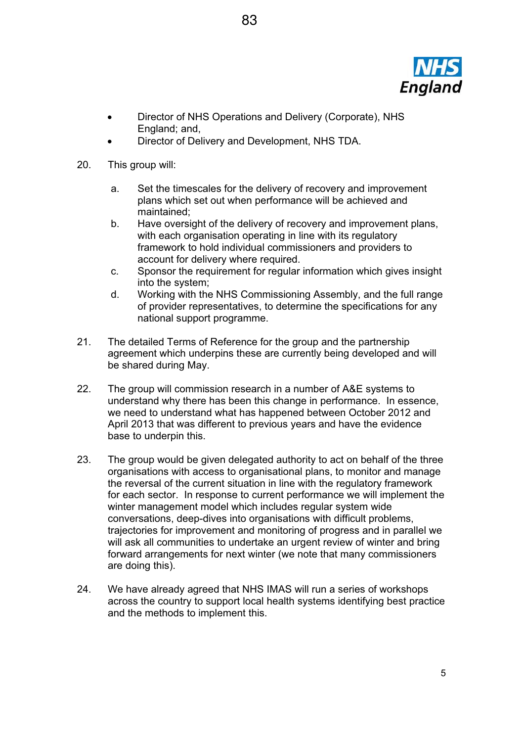- Director of NHS Operations and Delivery (Corporate), NHS England; and,
- Director of Delivery and Development, NHS TDA.

20. This group will:

    a. Set the timescales for the delivery of recovery and improvement plans which set out when performance will be achieved and maintained;
    b. Have oversight of the delivery of recovery and improvement plans, with each organisation operating in line with its regulatory framework to hold individual commissioners and providers to account for delivery where required.
    c. Sponsor the requirement for regular information which gives insight into the system;
    d. Working with the NHS Commissioning Assembly, and the full range of provider representatives, to determine the specifications for any national support programme.

21. The detailed Terms of Reference for the group and the partnership agreement which underpins these are currently being developed and will be shared during May.

22. The group will commission research in a number of A&E systems to understand why there has been this change in performance. In essence, we need to understand what has happened between October 2012 and April 2013 that was different to previous years and have the evidence base to underpin this.

23. The group would be given delegated authority to act on behalf of the three organisations with access to organisational plans, to monitor and manage the reversal of the current situation in line with the regulatory framework for each sector. In response to current performance we will implement the winter management model which includes regular system wide conversations, deep-dives into organisations with difficult problems, trajectories for improvement and monitoring of progress and in parallel we will ask all communities to undertake an urgent review of winter and bring forward arrangements for next winter (we note that many commissioners are doing this).

24. We have already agreed that NHS IMAS will run a series of workshops across the country to support local health systems identifying best practice and the methods to implement this.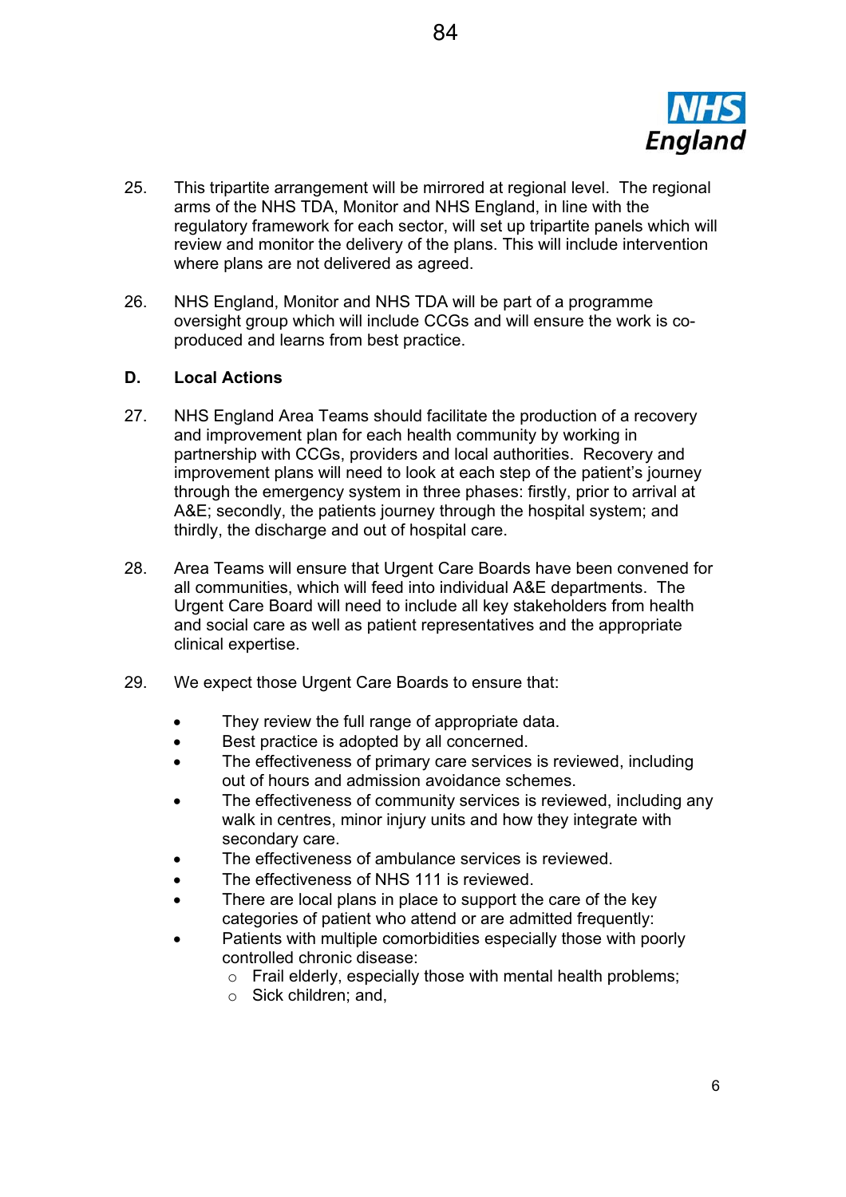25. This tripartite arrangement will be mirrored at regional level. The regional arms of the NHS TDA, Monitor and NHS England, in line with the regulatory framework for each sector, will set up tripartite panels which will review and monitor the delivery of the plans. This will include intervention where plans are not delivered as agreed.

26. NHS England, Monitor and NHS TDA will be part of a programme oversight group which will include CCGs and will ensure the work is co-produced and learns from best practice.

**D. Local Actions**

27. NHS England Area Teams should facilitate the production of a recovery and improvement plan for each health community by working in partnership with CCGs, providers and local authorities. Recovery and improvement plans will need to look at each step of the patient's journey through the emergency system in three phases: firstly, prior to arrival at A&E; secondly, the patients journey through the hospital system; and thirdly, the discharge and out of hospital care.

28. Area Teams will ensure that Urgent Care Boards have been convened for all communities, which will feed into individual A&E departments. The Urgent Care Board will need to include all key stakeholders from health and social care as well as patient representatives and the appropriate clinical expertise.

29. We expect those Urgent Care Boards to ensure that:

- They review the full range of appropriate data.
- Best practice is adopted by all concerned.
- The effectiveness of primary care services is reviewed, including out of hours and admission avoidance schemes.
- The effectiveness of community services is reviewed, including any walk in centres, minor injury units and how they integrate with secondary care.
- The effectiveness of ambulance services is reviewed.
- The effectiveness of NHS 111 is reviewed.
- There are local plans in place to support the care of the key categories of patient who attend or are admitted frequently:
- Patients with multiple comorbidities especially those with poorly controlled chronic disease:
  - Frail elderly, especially those with mental health problems;
  - Sick children; and,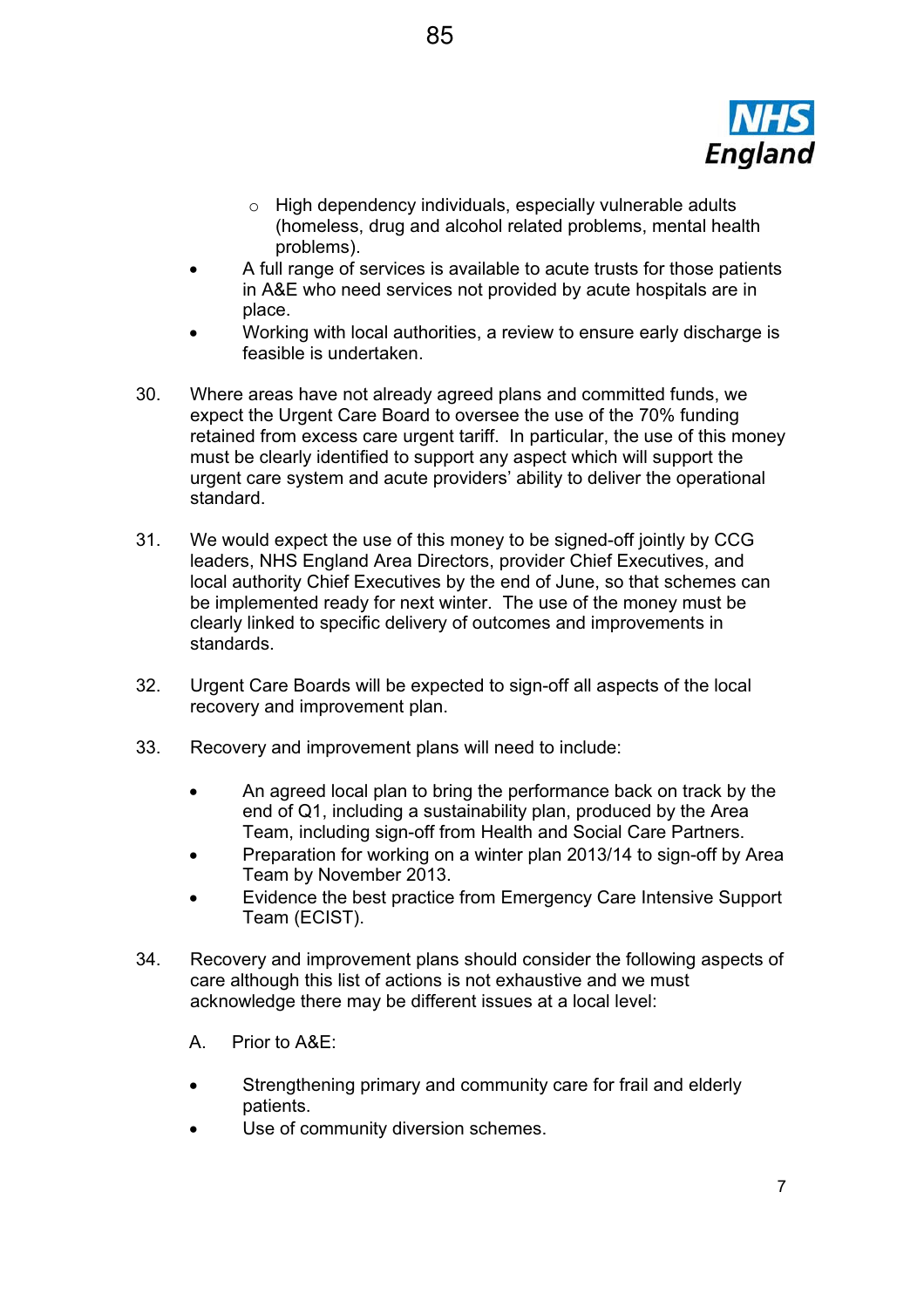- High dependency individuals, especially vulnerable adults (homeless, drug and alcohol related problems, mental health problems).
- A full range of services is available to acute trusts for those patients in A&E who need services not provided by acute hospitals are in place.
- Working with local authorities, a review to ensure early discharge is feasible is undertaken.

30. Where areas have not already agreed plans and committed funds, we expect the Urgent Care Board to oversee the use of the 70% funding retained from excess care urgent tariff. In particular, the use of this money must be clearly identified to support any aspect which will support the urgent care system and acute providers' ability to deliver the operational standard.

31. We would expect the use of this money to be signed-off jointly by CCG leaders, NHS England Area Directors, provider Chief Executives, and local authority Chief Executives by the end of June, so that schemes can be implemented ready for next winter. The use of the money must be clearly linked to specific delivery of outcomes and improvements in standards.

32. Urgent Care Boards will be expected to sign-off all aspects of the local recovery and improvement plan.

33. Recovery and improvement plans will need to include:

    - An agreed local plan to bring the performance back on track by the end of Q1, including a sustainability plan, produced by the Area Team, including sign-off from Health and Social Care Partners.
    - Preparation for working on a winter plan 2013/14 to sign-off by Area Team by November 2013.
    - Evidence the best practice from Emergency Care Intensive Support Team (ECIST).

34. Recovery and improvement plans should consider the following aspects of care although this list of actions is not exhaustive and we must acknowledge there may be different issues at a local level:

    A. Prior to A&E:

    - Strengthening primary and community care for frail and elderly patients.
    - Use of community diversion schemes.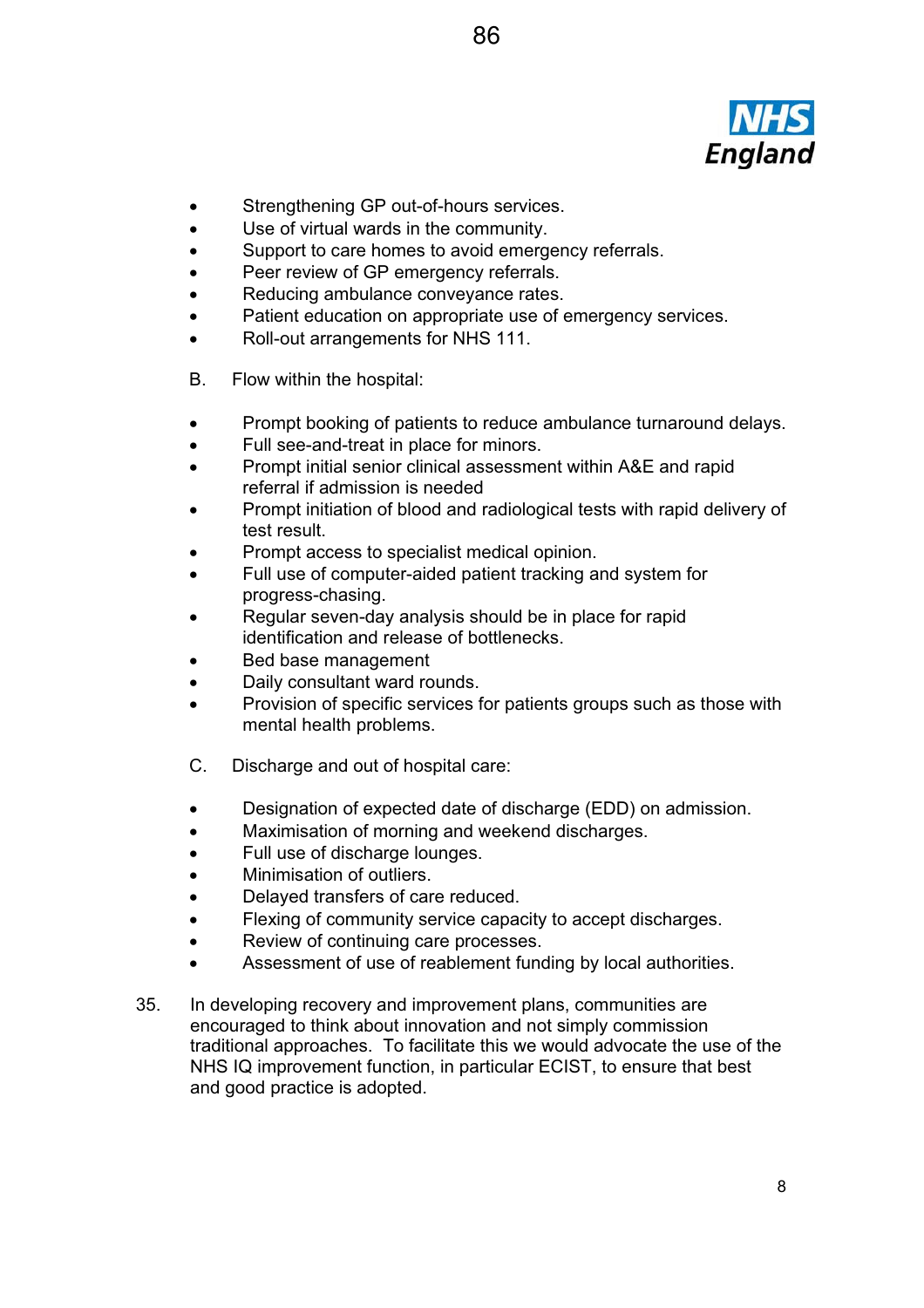- Strengthening GP out-of-hours services.
- Use of virtual wards in the community.
- Support to care homes to avoid emergency referrals.
- Peer review of GP emergency referrals.
- Reducing ambulance conveyance rates.
- Patient education on appropriate use of emergency services.
- Roll-out arrangements for NHS 111.

B. Flow within the hospital:

- Prompt booking of patients to reduce ambulance turnaround delays.
- Full see-and-treat in place for minors.
- Prompt initial senior clinical assessment within A&E and rapid referral if admission is needed
- Prompt initiation of blood and radiological tests with rapid delivery of test result.
- Prompt access to specialist medical opinion.
- Full use of computer-aided patient tracking and system for progress-chasing.
- Regular seven-day analysis should be in place for rapid identification and release of bottlenecks.
- Bed base management
- Daily consultant ward rounds.
- Provision of specific services for patients groups such as those with mental health problems.

C. Discharge and out of hospital care:

- Designation of expected date of discharge (EDD) on admission.
- Maximisation of morning and weekend discharges.
- Full use of discharge lounges.
- Minimisation of outliers.
- Delayed transfers of care reduced.
- Flexing of community service capacity to accept discharges.
- Review of continuing care processes.
- Assessment of use of reablement funding by local authorities.

35. In developing recovery and improvement plans, communities are encouraged to think about innovation and not simply commission traditional approaches. To facilitate this we would advocate the use of the NHS IQ improvement function, in particular ECIST, to ensure that best and good practice is adopted.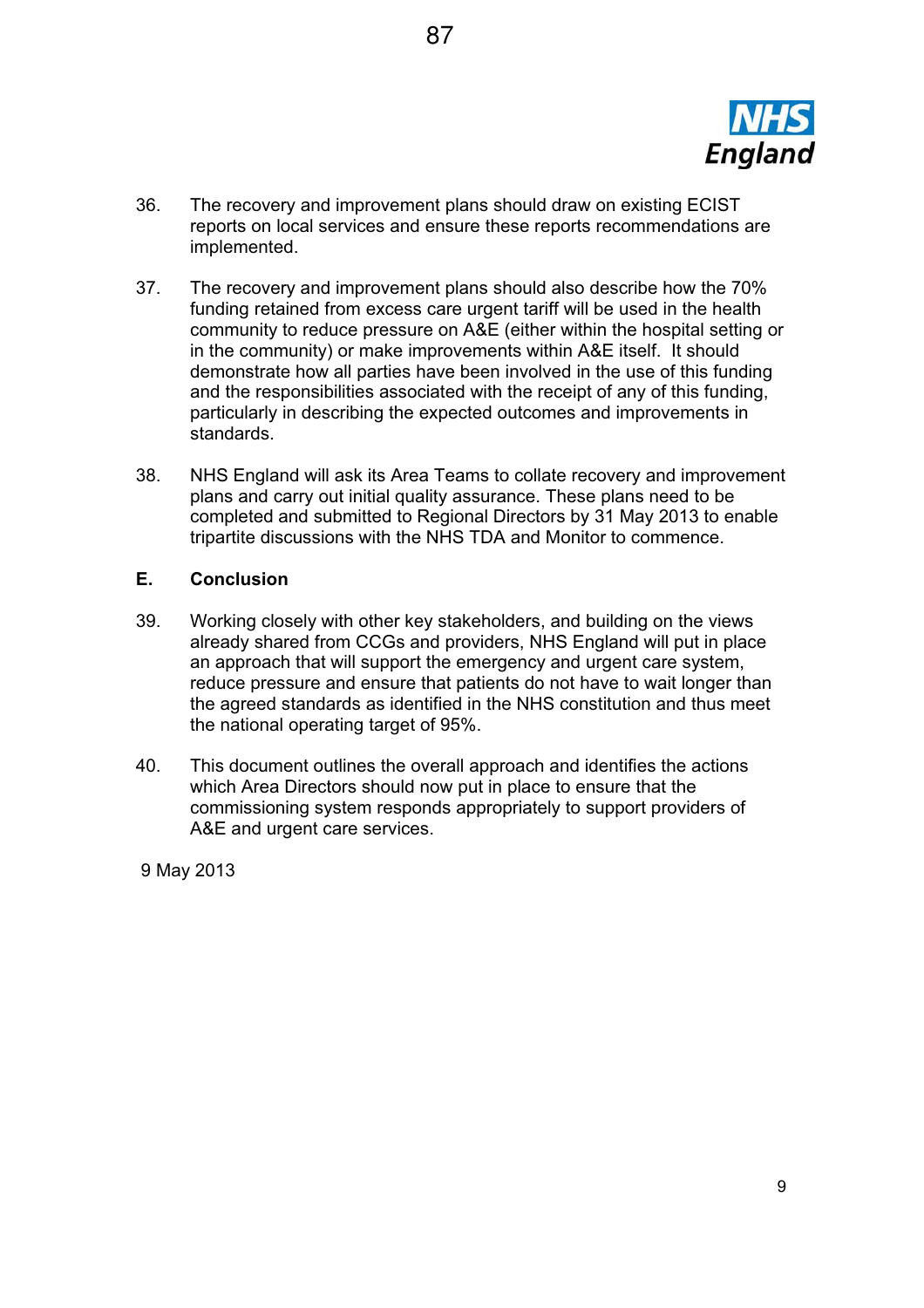36. The recovery and improvement plans should draw on existing ECIST reports on local services and ensure these reports recommendations are implemented.

37. The recovery and improvement plans should also describe how the 70% funding retained from excess care urgent tariff will be used in the health community to reduce pressure on A&E (either within the hospital setting or in the community) or make improvements within A&E itself. It should demonstrate how all parties have been involved in the use of this funding and the responsibilities associated with the receipt of any of this funding, particularly in describing the expected outcomes and improvements in standards.

38. NHS England will ask its Area Teams to collate recovery and improvement plans and carry out initial quality assurance. These plans need to be completed and submitted to Regional Directors by 31 May 2013 to enable tripartite discussions with the NHS TDA and Monitor to commence.

## E. Conclusion

39. Working closely with other key stakeholders, and building on the views already shared from CCGs and providers, NHS England will put in place an approach that will support the emergency and urgent care system, reduce pressure and ensure that patients do not have to wait longer than the agreed standards as identified in the NHS constitution and thus meet the national operating target of 95%.

40. This document outlines the overall approach and identifies the actions which Area Directors should now put in place to ensure that the commissioning system responds appropriately to support providers of A&E and urgent care services.

9 May 2013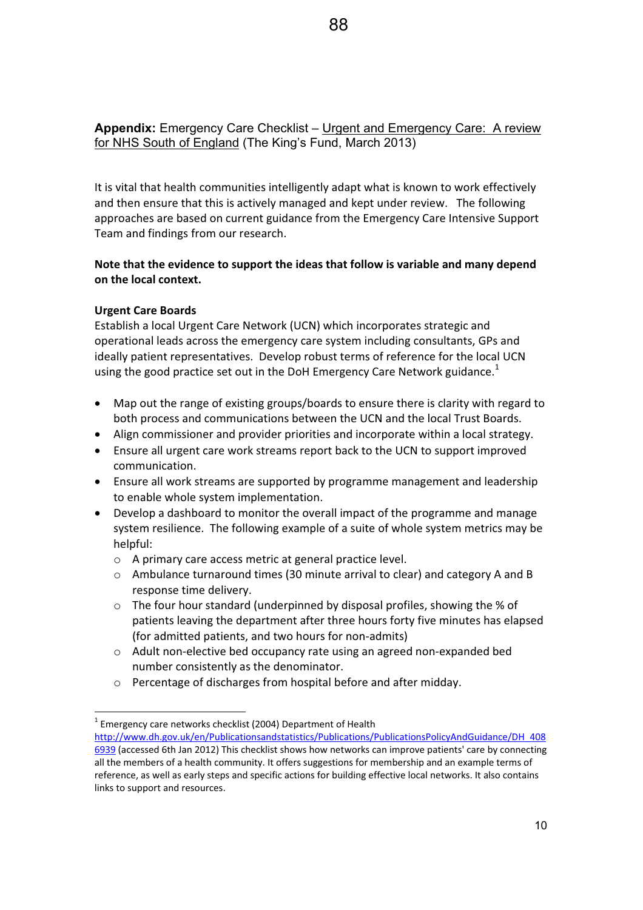**Appendix:** Emergency Care Checklist – Urgent and Emergency Care: A review for NHS South of England (The King's Fund, March 2013)

It is vital that health communities intelligently adapt what is known to work effectively and then ensure that this is actively managed and kept under review. The following approaches are based on current guidance from the Emergency Care Intensive Support Team and findings from our research.

**Note that the evidence to support the ideas that follow is variable and many depend on the local context.**

**Urgent Care Boards**

Establish a local Urgent Care Network (UCN) which incorporates strategic and operational leads across the emergency care system including consultants, GPs and ideally patient representatives. Develop robust terms of reference for the local UCN using the good practice set out in the DoH Emergency Care Network guidance.[1]

- Map out the range of existing groups/boards to ensure there is clarity with regard to both process and communications between the UCN and the local Trust Boards.
- Align commissioner and provider priorities and incorporate within a local strategy.
- Ensure all urgent care work streams report back to the UCN to support improved communication.
- Ensure all work streams are supported by programme management and leadership to enable whole system implementation.
- Develop a dashboard to monitor the overall impact of the programme and manage system resilience. The following example of a suite of whole system metrics may be helpful:
  - A primary care access metric at general practice level.
  - Ambulance turnaround times (30 minute arrival to clear) and category A and B response time delivery.
  - The four hour standard (underpinned by disposal profiles, showing the % of patients leaving the department after three hours forty five minutes has elapsed (for admitted patients, and two hours for non-admits)
  - Adult non-elective bed occupancy rate using an agreed non-expanded bed number consistently as the denominator.
  - Percentage of discharges from hospital before and after midday.

---

[1] Emergency care networks checklist (2004) Department of Health http://www.dh.gov.uk/en/Publicationsandstatistics/Publications/PublicationsPolicyAndGuidance/DH_4086939 (accessed 6th Jan 2012) This checklist shows how networks can improve patients' care by connecting all the members of a health community. It offers suggestions for membership and an example terms of reference, as well as early steps and specific actions for building effective local networks. It also contains links to support and resources.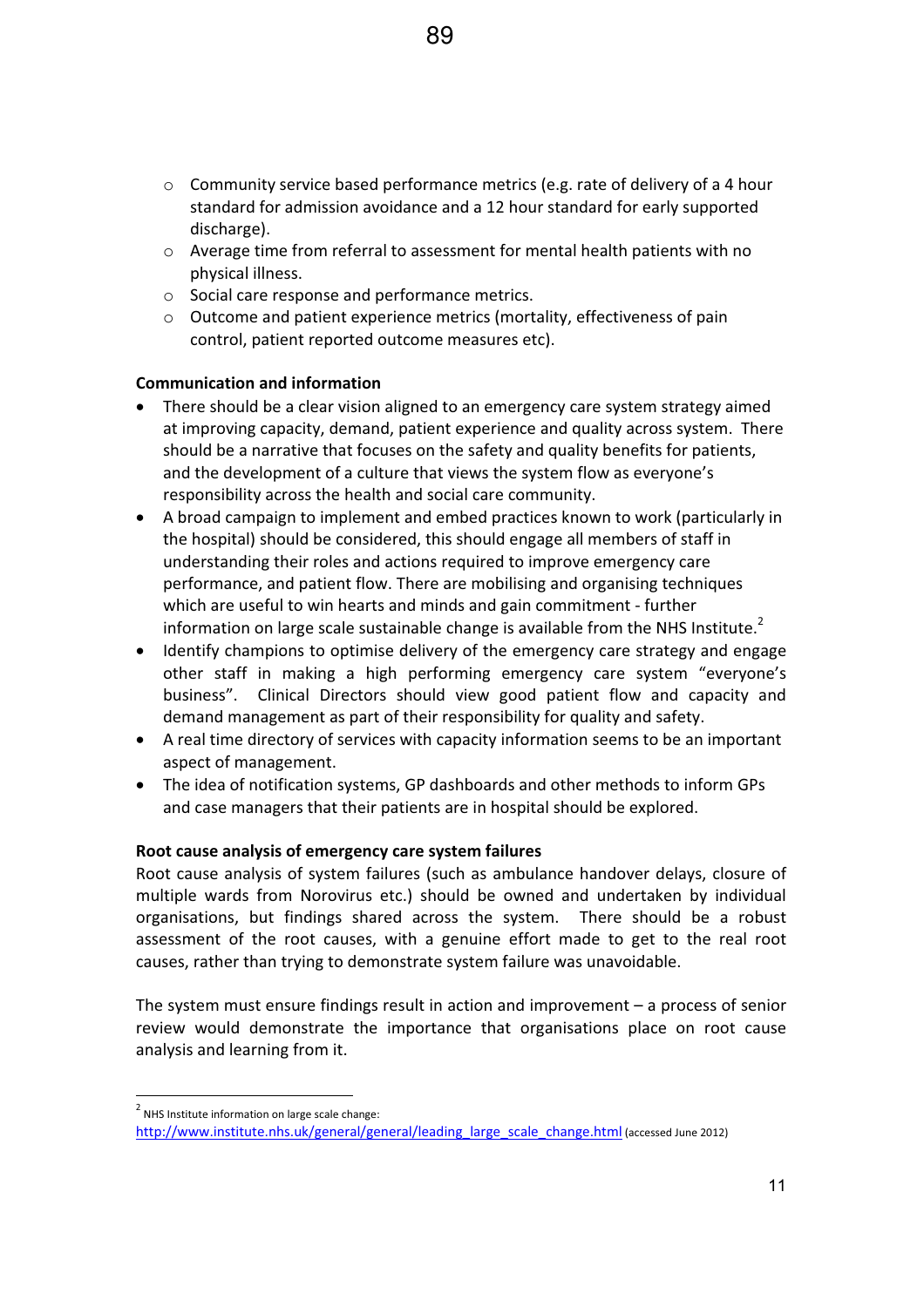- Community service based performance metrics (e.g. rate of delivery of a 4 hour standard for admission avoidance and a 12 hour standard for early supported discharge).
- Average time from referral to assessment for mental health patients with no physical illness.
- Social care response and performance metrics.
- Outcome and patient experience metrics (mortality, effectiveness of pain control, patient reported outcome measures etc).

**Communication and information**

- There should be a clear vision aligned to an emergency care system strategy aimed at improving capacity, demand, patient experience and quality across system. There should be a narrative that focuses on the safety and quality benefits for patients, and the development of a culture that views the system flow as everyone's responsibility across the health and social care community.
- A broad campaign to implement and embed practices known to work (particularly in the hospital) should be considered, this should engage all members of staff in understanding their roles and actions required to improve emergency care performance, and patient flow. There are mobilising and organising techniques which are useful to win hearts and minds and gain commitment - further information on large scale sustainable change is available from the NHS Institute.[2]
- Identify champions to optimise delivery of the emergency care strategy and engage other staff in making a high performing emergency care system "everyone's business". Clinical Directors should view good patient flow and capacity and demand management as part of their responsibility for quality and safety.
- A real time directory of services with capacity information seems to be an important aspect of management.
- The idea of notification systems, GP dashboards and other methods to inform GPs and case managers that their patients are in hospital should be explored.

**Root cause analysis of emergency care system failures**

Root cause analysis of system failures (such as ambulance handover delays, closure of multiple wards from Norovirus etc.) should be owned and undertaken by individual organisations, but findings shared across the system. There should be a robust assessment of the root causes, with a genuine effort made to get to the real root causes, rather than trying to demonstrate system failure was unavoidable.

The system must ensure findings result in action and improvement – a process of senior review would demonstrate the importance that organisations place on root cause analysis and learning from it.

---

[2] NHS Institute information on large scale change: http://www.institute.nhs.uk/general/general/leading_large_scale_change.html (accessed June 2012)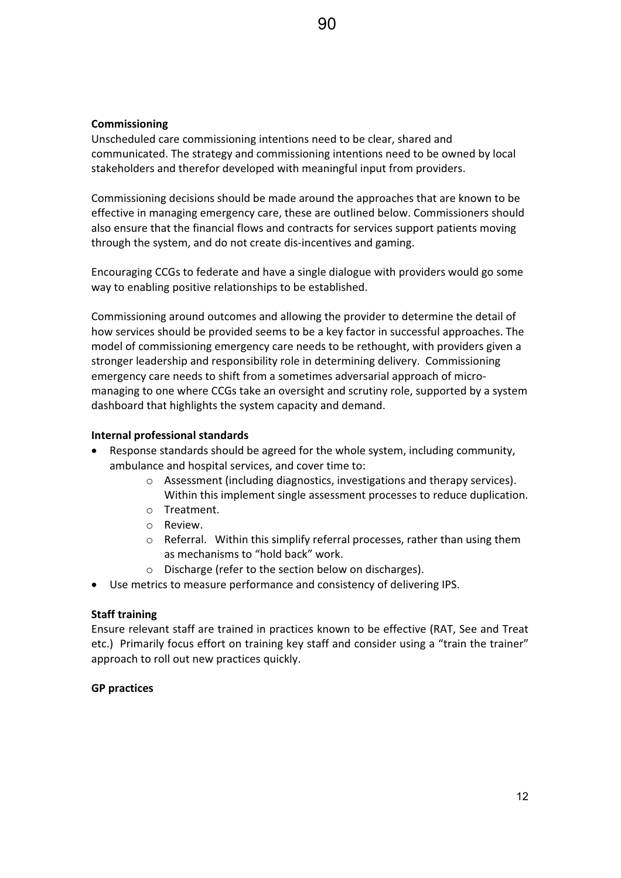**Commissioning**

Unscheduled care commissioning intentions need to be clear, shared and communicated. The strategy and commissioning intentions need to be owned by local stakeholders and therefor developed with meaningful input from providers.

Commissioning decisions should be made around the approaches that are known to be effective in managing emergency care, these are outlined below. Commissioners should also ensure that the financial flows and contracts for services support patients moving through the system, and do not create dis-incentives and gaming.

Encouraging CCGs to federate and have a single dialogue with providers would go some way to enabling positive relationships to be established.

Commissioning around outcomes and allowing the provider to determine the detail of how services should be provided seems to be a key factor in successful approaches. The model of commissioning emergency care needs to be rethought, with providers given a stronger leadership and responsibility role in determining delivery. Commissioning emergency care needs to shift from a sometimes adversarial approach of micro-managing to one where CCGs take an oversight and scrutiny role, supported by a system dashboard that highlights the system capacity and demand.

**Internal professional standards**

- Response standards should be agreed for the whole system, including community, ambulance and hospital services, and cover time to:
    - Assessment (including diagnostics, investigations and therapy services). Within this implement single assessment processes to reduce duplication.
    - Treatment.
    - Review.
    - Referral. Within this simplify referral processes, rather than using them as mechanisms to "hold back" work.
    - Discharge (refer to the section below on discharges).
- Use metrics to measure performance and consistency of delivering IPS.

**Staff training**

Ensure relevant staff are trained in practices known to be effective (RAT, See and Treat etc.) Primarily focus effort on training key staff and consider using a "train the trainer" approach to roll out new practices quickly.

**GP practices**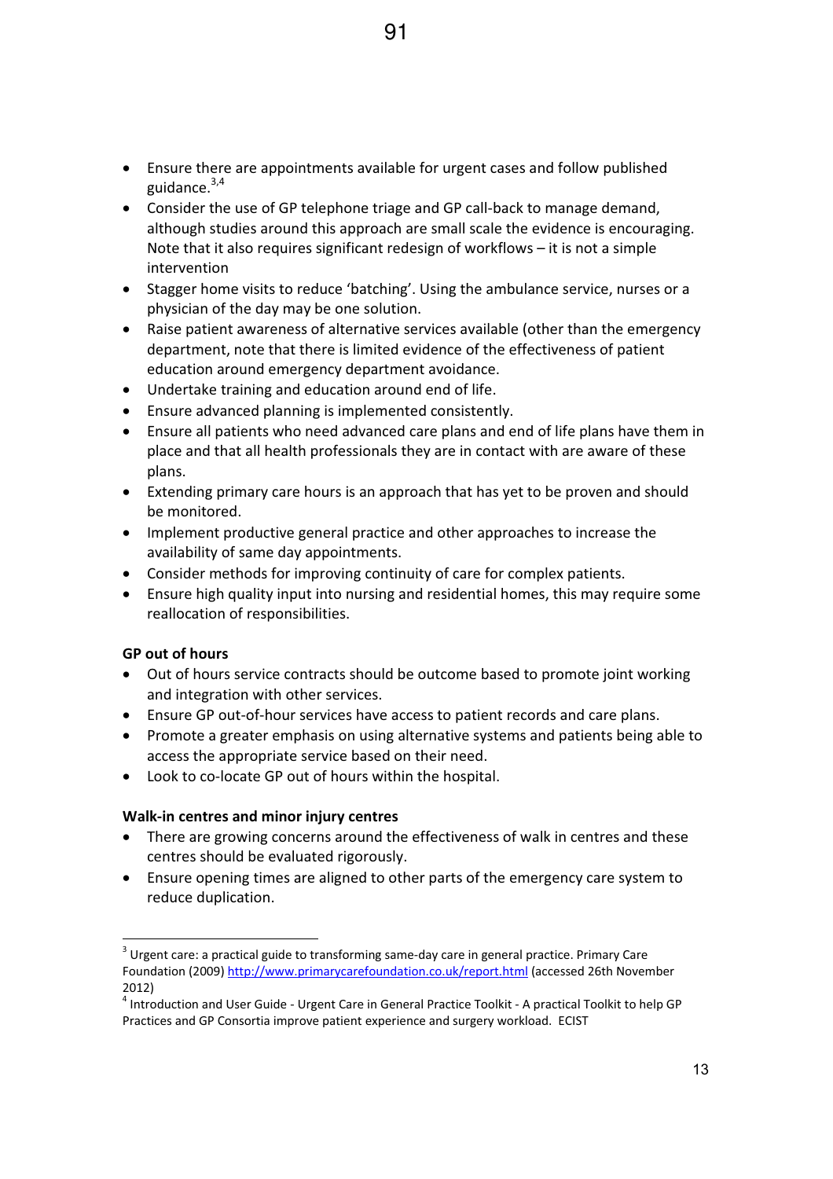- Ensure there are appointments available for urgent cases and follow published guidance.[3,4]
- Consider the use of GP telephone triage and GP call-back to manage demand, although studies around this approach are small scale the evidence is encouraging. Note that it also requires significant redesign of workflows – it is not a simple intervention
- Stagger home visits to reduce 'batching'. Using the ambulance service, nurses or a physician of the day may be one solution.
- Raise patient awareness of alternative services available (other than the emergency department, note that there is limited evidence of the effectiveness of patient education around emergency department avoidance.
- Undertake training and education around end of life.
- Ensure advanced planning is implemented consistently.
- Ensure all patients who need advanced care plans and end of life plans have them in place and that all health professionals they are in contact with are aware of these plans.
- Extending primary care hours is an approach that has yet to be proven and should be monitored.
- Implement productive general practice and other approaches to increase the availability of same day appointments.
- Consider methods for improving continuity of care for complex patients.
- Ensure high quality input into nursing and residential homes, this may require some reallocation of responsibilities.

**GP out of hours**

- Out of hours service contracts should be outcome based to promote joint working and integration with other services.
- Ensure GP out-of-hour services have access to patient records and care plans.
- Promote a greater emphasis on using alternative systems and patients being able to access the appropriate service based on their need.
- Look to co-locate GP out of hours within the hospital.

**Walk-in centres and minor injury centres**

- There are growing concerns around the effectiveness of walk in centres and these centres should be evaluated rigorously.
- Ensure opening times are aligned to other parts of the emergency care system to reduce duplication.

---

[3] Urgent care: a practical guide to transforming same-day care in general practice. Primary Care Foundation (2009) http://www.primarycarefoundation.co.uk/report.html (accessed 26th November 2012)

[4] Introduction and User Guide - Urgent Care in General Practice Toolkit - A practical Toolkit to help GP Practices and GP Consortia improve patient experience and surgery workload. ECIST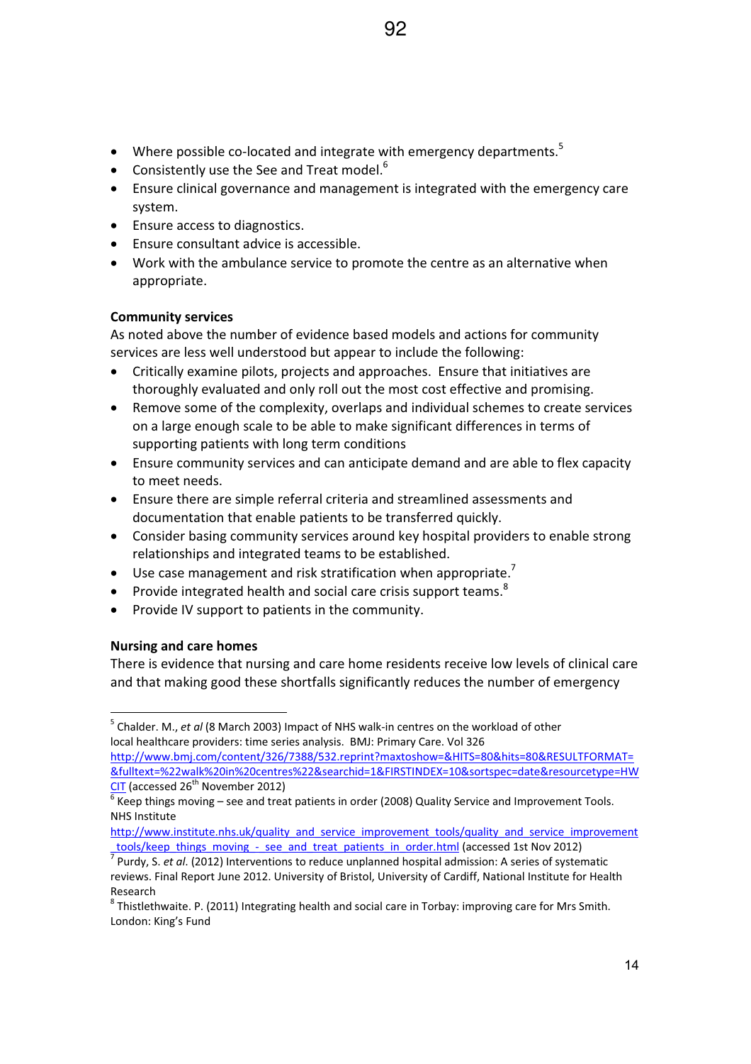- Where possible co-located and integrate with emergency departments.[5]
- Consistently use the See and Treat model.[6]
- Ensure clinical governance and management is integrated with the emergency care system.
- Ensure access to diagnostics.
- Ensure consultant advice is accessible.
- Work with the ambulance service to promote the centre as an alternative when appropriate.

**Community services**

As noted above the number of evidence based models and actions for community services are less well understood but appear to include the following:

- Critically examine pilots, projects and approaches. Ensure that initiatives are thoroughly evaluated and only roll out the most cost effective and promising.
- Remove some of the complexity, overlaps and individual schemes to create services on a large enough scale to be able to make significant differences in terms of supporting patients with long term conditions
- Ensure community services and can anticipate demand and are able to flex capacity to meet needs.
- Ensure there are simple referral criteria and streamlined assessments and documentation that enable patients to be transferred quickly.
- Consider basing community services around key hospital providers to enable strong relationships and integrated teams to be established.
- Use case management and risk stratification when appropriate.[7]
- Provide integrated health and social care crisis support teams.[8]
- Provide IV support to patients in the community.

**Nursing and care homes**

There is evidence that nursing and care home residents receive low levels of clinical care and that making good these shortfalls significantly reduces the number of emergency

---

[5] Chalder. M., *et al* (8 March 2003) Impact of NHS walk-in centres on the workload of other local healthcare providers: time series analysis. BMJ: Primary Care. Vol 326 http://www.bmj.com/content/326/7388/532.reprint?maxtoshow=&HITS=80&hits=80&RESULTFORMAT=&fulltext=%22walk%20in%20centres%22&searchid=1&FIRSTINDEX=10&sortspec=date&resourcetype=HWCIT (accessed 26th November 2012)

[6] Keep things moving – see and treat patients in order (2008) Quality Service and Improvement Tools. NHS Institute http://www.institute.nhs.uk/quality_and_service_improvement_tools/quality_and_service_improvement_tools/keep_things_moving_-_see_and_treat_patients_in_order.html (accessed 1st Nov 2012)

[7] Purdy, S. *et al*. (2012) Interventions to reduce unplanned hospital admission: A series of systematic reviews. Final Report June 2012. University of Bristol, University of Cardiff, National Institute for Health Research

[8] Thistlethwaite. P. (2011) Integrating health and social care in Torbay: improving care for Mrs Smith. London: King's Fund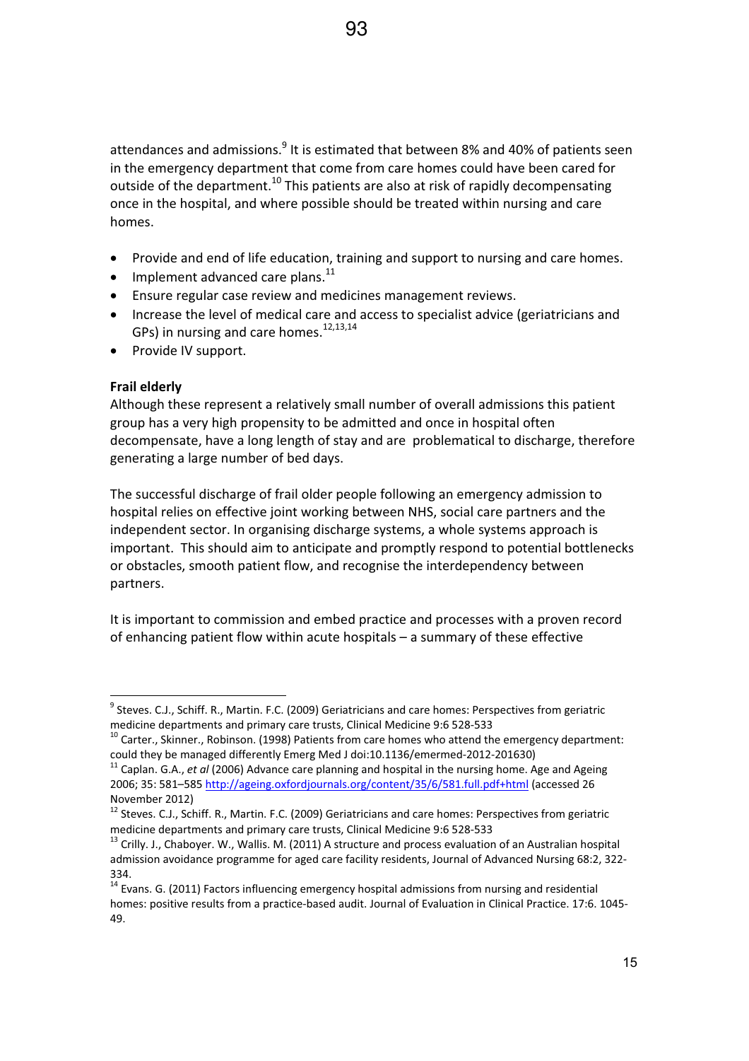attendances and admissions.[9] It is estimated that between 8% and 40% of patients seen in the emergency department that come from care homes could have been cared for outside of the department.[10] This patients are also at risk of rapidly decompensating once in the hospital, and where possible should be treated within nursing and care homes.

- Provide and end of life education, training and support to nursing and care homes.
- Implement advanced care plans.[11]
- Ensure regular case review and medicines management reviews.
- Increase the level of medical care and access to specialist advice (geriatricians and GPs) in nursing and care homes.[12,13,14]
- Provide IV support.

**Frail elderly**

Although these represent a relatively small number of overall admissions this patient group has a very high propensity to be admitted and once in hospital often decompensate, have a long length of stay and are problematical to discharge, therefore generating a large number of bed days.

The successful discharge of frail older people following an emergency admission to hospital relies on effective joint working between NHS, social care partners and the independent sector. In organising discharge systems, a whole systems approach is important. This should aim to anticipate and promptly respond to potential bottlenecks or obstacles, smooth patient flow, and recognise the interdependency between partners.

It is important to commission and embed practice and processes with a proven record of enhancing patient flow within acute hospitals – a summary of these effective

---

[9] Steves. C.J., Schiff. R., Martin. F.C. (2009) Geriatricians and care homes: Perspectives from geriatric medicine departments and primary care trusts, Clinical Medicine 9:6 528-533

[10] Carter., Skinner., Robinson. (1998) Patients from care homes who attend the emergency department: could they be managed differently Emerg Med J doi:10.1136/emermed-2012-201630)

[11] Caplan. G.A., *et al* (2006) Advance care planning and hospital in the nursing home. Age and Ageing 2006; 35: 581–585 http://ageing.oxfordjournals.org/content/35/6/581.full.pdf+html (accessed 26 November 2012)

[12] Steves. C.J., Schiff. R., Martin. F.C. (2009) Geriatricians and care homes: Perspectives from geriatric medicine departments and primary care trusts, Clinical Medicine 9:6 528-533

[13] Crilly. J., Chaboyer. W., Wallis. M. (2011) A structure and process evaluation of an Australian hospital admission avoidance programme for aged care facility residents, Journal of Advanced Nursing 68:2, 322-334.

[14] Evans. G. (2011) Factors influencing emergency hospital admissions from nursing and residential homes: positive results from a practice-based audit. Journal of Evaluation in Clinical Practice. 17:6. 1045-49.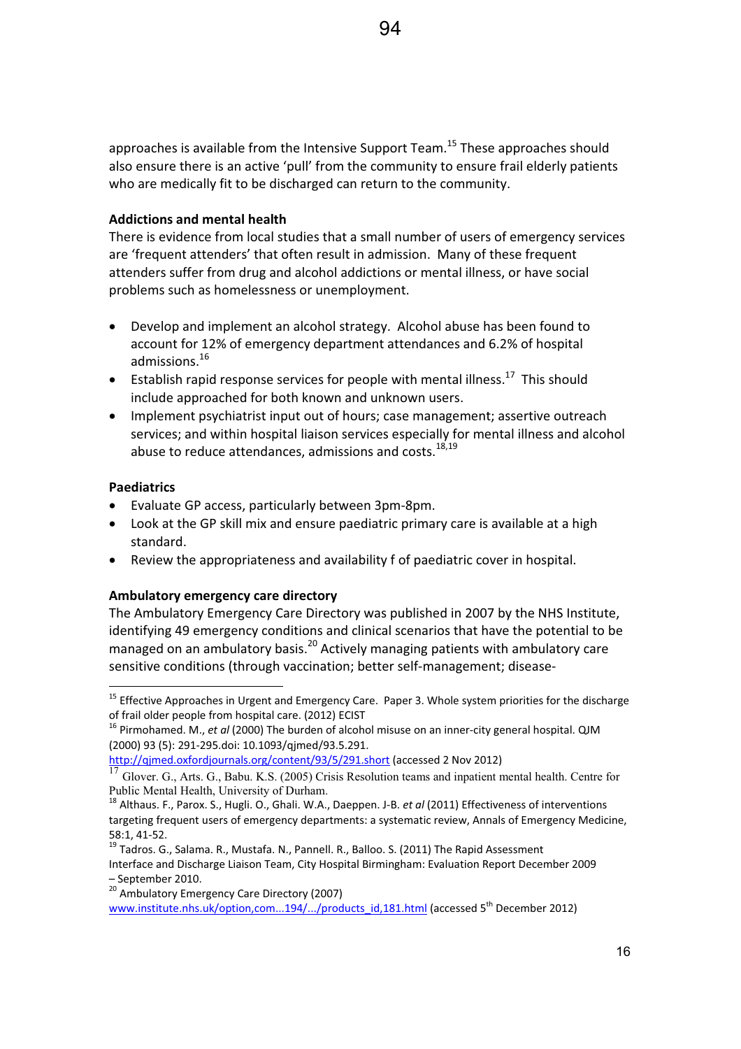approaches is available from the Intensive Support Team.[15] These approaches should also ensure there is an active 'pull' from the community to ensure frail elderly patients who are medically fit to be discharged can return to the community.

**Addictions and mental health**

There is evidence from local studies that a small number of users of emergency services are 'frequent attenders' that often result in admission. Many of these frequent attenders suffer from drug and alcohol addictions or mental illness, or have social problems such as homelessness or unemployment.

- Develop and implement an alcohol strategy. Alcohol abuse has been found to account for 12% of emergency department attendances and 6.2% of hospital admissions.[16]
- Establish rapid response services for people with mental illness.[17] This should include approached for both known and unknown users.
- Implement psychiatrist input out of hours; case management; assertive outreach services; and within hospital liaison services especially for mental illness and alcohol abuse to reduce attendances, admissions and costs.[18,19]

**Paediatrics**

- Evaluate GP access, particularly between 3pm-8pm.
- Look at the GP skill mix and ensure paediatric primary care is available at a high standard.
- Review the appropriateness and availability f of paediatric cover in hospital.

**Ambulatory emergency care directory**

The Ambulatory Emergency Care Directory was published in 2007 by the NHS Institute, identifying 49 emergency conditions and clinical scenarios that have the potential to be managed on an ambulatory basis.[20] Actively managing patients with ambulatory care sensitive conditions (through vaccination; better self-management; disease-

---

[15] Effective Approaches in Urgent and Emergency Care. Paper 3. Whole system priorities for the discharge of frail older people from hospital care. (2012) ECIST

[16] Pirmohamed. M., *et al* (2000) The burden of alcohol misuse on an inner-city general hospital. QJM (2000) 93 (5): 291-295.doi: 10.1093/qjmed/93.5.291. http://qjmed.oxfordjournals.org/content/93/5/291.short (accessed 2 Nov 2012)

[17] Glover. G., Arts. G., Babu. K.S. (2005) Crisis Resolution teams and inpatient mental health. Centre for Public Mental Health, University of Durham.

[18] Althaus. F., Parox. S., Hugli. O., Ghali. W.A., Daeppen. J-B. *et al* (2011) Effectiveness of interventions targeting frequent users of emergency departments: a systematic review, Annals of Emergency Medicine, 58:1, 41-52.

[19] Tadros. G., Salama. R., Mustafa. N., Pannell. R., Balloo. S. (2011) The Rapid Assessment Interface and Discharge Liaison Team, City Hospital Birmingham: Evaluation Report December 2009 – September 2010.

[20] Ambulatory Emergency Care Directory (2007) www.institute.nhs.uk/option,com...194/.../products_id,181.html (accessed 5th December 2012)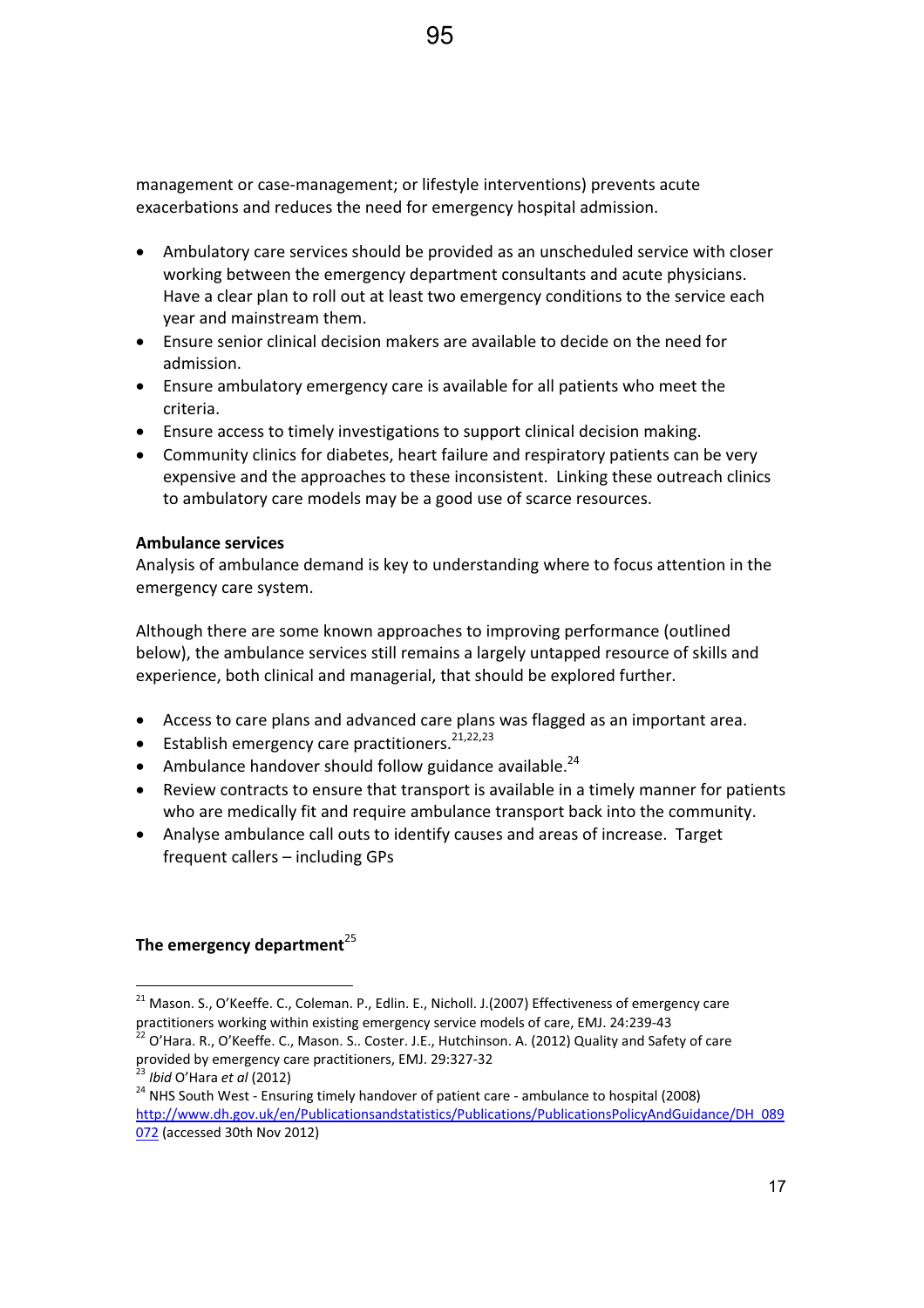management or case-management; or lifestyle interventions) prevents acute exacerbations and reduces the need for emergency hospital admission.

- Ambulatory care services should be provided as an unscheduled service with closer working between the emergency department consultants and acute physicians. Have a clear plan to roll out at least two emergency conditions to the service each year and mainstream them.
- Ensure senior clinical decision makers are available to decide on the need for admission.
- Ensure ambulatory emergency care is available for all patients who meet the criteria.
- Ensure access to timely investigations to support clinical decision making.
- Community clinics for diabetes, heart failure and respiratory patients can be very expensive and the approaches to these inconsistent. Linking these outreach clinics to ambulatory care models may be a good use of scarce resources.

**Ambulance services**

Analysis of ambulance demand is key to understanding where to focus attention in the emergency care system.

Although there are some known approaches to improving performance (outlined below), the ambulance services still remains a largely untapped resource of skills and experience, both clinical and managerial, that should be explored further.

- Access to care plans and advanced care plans was flagged as an important area.
- Establish emergency care practitioners.[21,22,23]
- Ambulance handover should follow guidance available.[24]
- Review contracts to ensure that transport is available in a timely manner for patients who are medically fit and require ambulance transport back into the community.
- Analyse ambulance call outs to identify causes and areas of increase. Target frequent callers – including GPs

**The emergency department**[25]

---

[21] Mason. S., O'Keeffe. C., Coleman. P., Edlin. E., Nicholl. J.(2007) Effectiveness of emergency care practitioners working within existing emergency service models of care, EMJ. 24:239-43

[22] O'Hara. R., O'Keeffe. C., Mason. S.. Coster. J.E., Hutchinson. A. (2012) Quality and Safety of care provided by emergency care practitioners, EMJ. 29:327-32

[23] *Ibid* O'Hara *et al* (2012)

[24] NHS South West - Ensuring timely handover of patient care - ambulance to hospital (2008) http://www.dh.gov.uk/en/Publicationsandstatistics/Publications/PublicationsPolicyAndGuidance/DH_089072 (accessed 30th Nov 2012)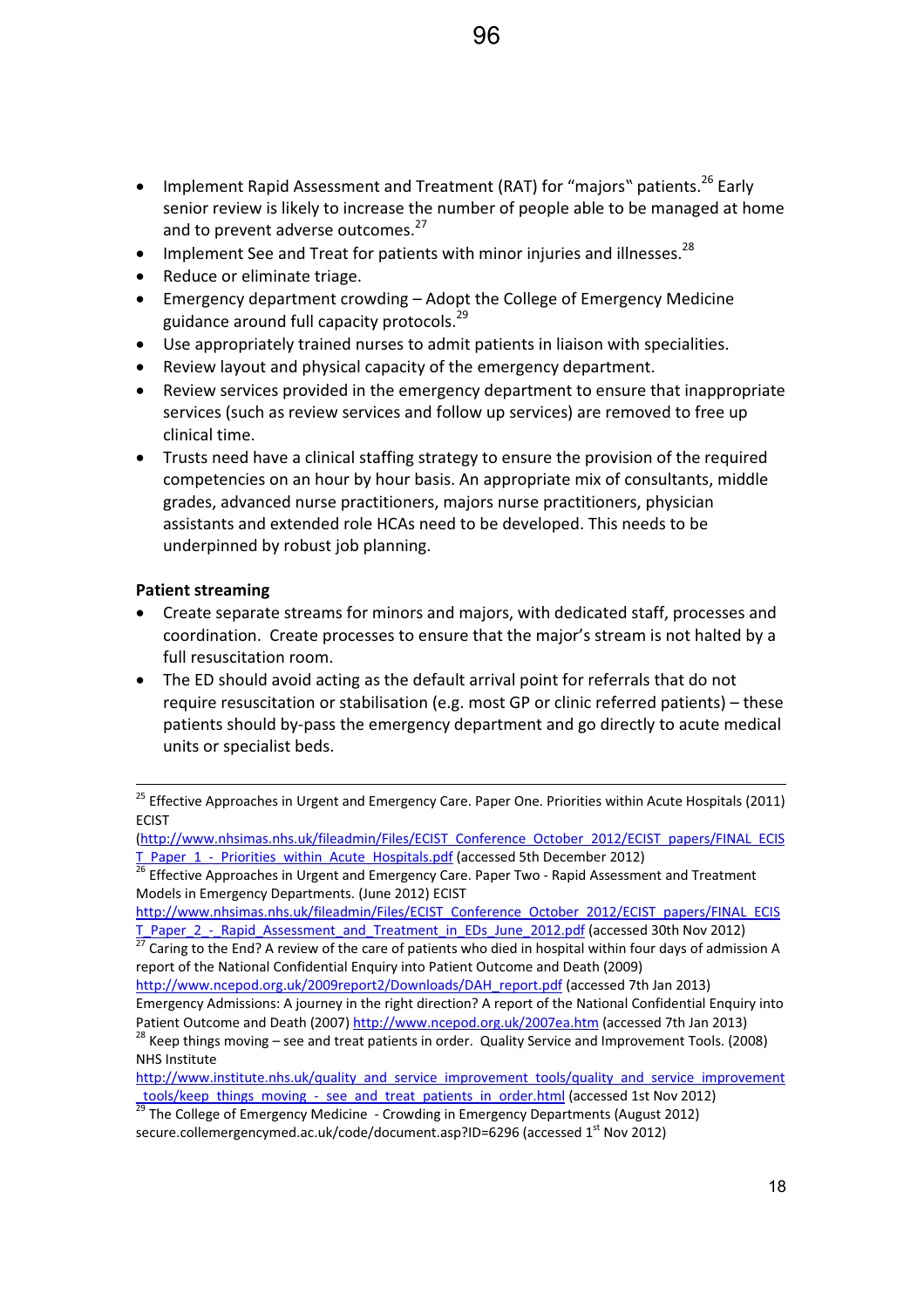- Implement Rapid Assessment and Treatment (RAT) for "majors" patients.[26] Early senior review is likely to increase the number of people able to be managed at home and to prevent adverse outcomes.[27]
- Implement See and Treat for patients with minor injuries and illnesses.[28]
- Reduce or eliminate triage.
- Emergency department crowding – Adopt the College of Emergency Medicine guidance around full capacity protocols.[29]
- Use appropriately trained nurses to admit patients in liaison with specialities.
- Review layout and physical capacity of the emergency department.
- Review services provided in the emergency department to ensure that inappropriate services (such as review services and follow up services) are removed to free up clinical time.
- Trusts need have a clinical staffing strategy to ensure the provision of the required competencies on an hour by hour basis. An appropriate mix of consultants, middle grades, advanced nurse practitioners, majors nurse practitioners, physician assistants and extended role HCAs need to be developed. This needs to be underpinned by robust job planning.

**Patient streaming**

- Create separate streams for minors and majors, with dedicated staff, processes and coordination. Create processes to ensure that the major's stream is not halted by a full resuscitation room.
- The ED should avoid acting as the default arrival point for referrals that do not require resuscitation or stabilisation (e.g. most GP or clinic referred patients) – these patients should by-pass the emergency department and go directly to acute medical units or specialist beds.

---

[25] Effective Approaches in Urgent and Emergency Care. Paper One. Priorities within Acute Hospitals (2011) ECIST (http://www.nhsimas.nhs.uk/fileadmin/Files/ECIST_Conference_October_2012/ECIST_papers/FINAL_ECIST_Paper_1_-_Priorities_within_Acute_Hospitals.pdf (accessed 5th December 2012)

[26] Effective Approaches in Urgent and Emergency Care. Paper Two - Rapid Assessment and Treatment Models in Emergency Departments. (June 2012) ECIST http://www.nhsimas.nhs.uk/fileadmin/Files/ECIST_Conference_October_2012/ECIST_papers/FINAL_ECIST_Paper_2_-_Rapid_Assessment_and_Treatment_in_EDs_June_2012.pdf (accessed 30th Nov 2012)

[27] Caring to the End? A review of the care of patients who died in hospital within four days of admission A report of the National Confidential Enquiry into Patient Outcome and Death (2009) http://www.ncepod.org.uk/2009report2/Downloads/DAH_report.pdf (accessed 7th Jan 2013)
Emergency Admissions: A journey in the right direction? A report of the National Confidential Enquiry into Patient Outcome and Death (2007) http://www.ncepod.org.uk/2007ea.htm (accessed 7th Jan 2013)

[28] Keep things moving – see and treat patients in order. Quality Service and Improvement Tools. (2008) NHS Institute http://www.institute.nhs.uk/quality_and_service_improvement_tools/quality_and_service_improvement_tools/keep_things_moving_-_see_and_treat_patients_in_order.html (accessed 1st Nov 2012)

[29] The College of Emergency Medicine - Crowding in Emergency Departments (August 2012) secure.collemergencymed.ac.uk/code/document.asp?ID=6296 (accessed 1st Nov 2012)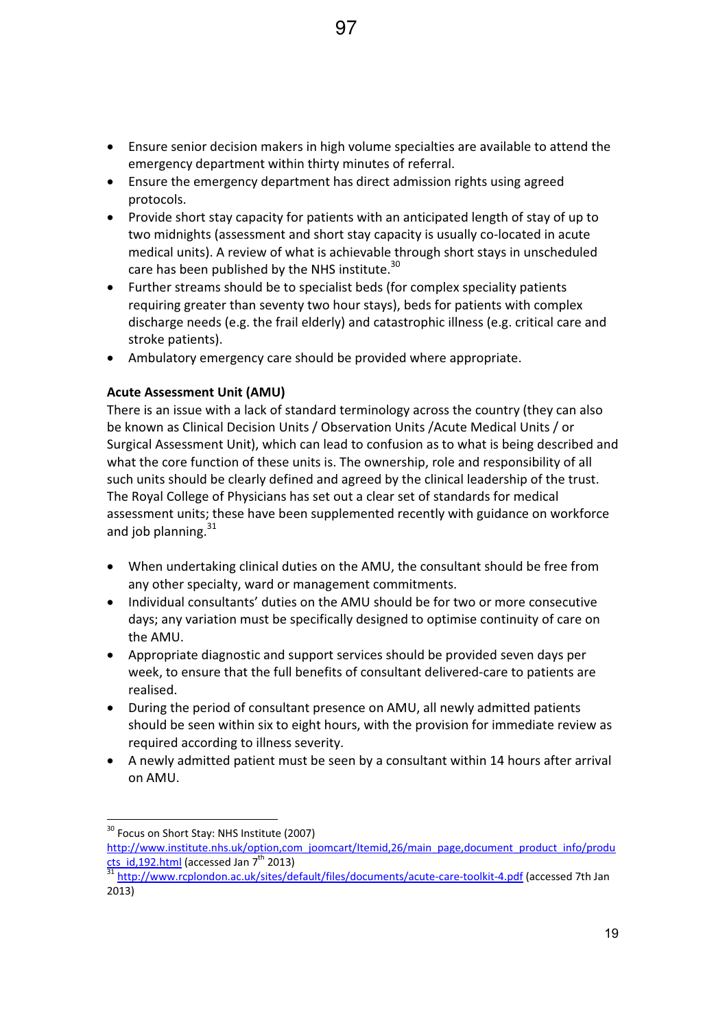- Ensure senior decision makers in high volume specialties are available to attend the emergency department within thirty minutes of referral.
- Ensure the emergency department has direct admission rights using agreed protocols.
- Provide short stay capacity for patients with an anticipated length of stay of up to two midnights (assessment and short stay capacity is usually co-located in acute medical units). A review of what is achievable through short stays in unscheduled care has been published by the NHS institute.[30]
- Further streams should be to specialist beds (for complex speciality patients requiring greater than seventy two hour stays), beds for patients with complex discharge needs (e.g. the frail elderly) and catastrophic illness (e.g. critical care and stroke patients).
- Ambulatory emergency care should be provided where appropriate.

**Acute Assessment Unit (AMU)**

There is an issue with a lack of standard terminology across the country (they can also be known as Clinical Decision Units / Observation Units /Acute Medical Units / or Surgical Assessment Unit), which can lead to confusion as to what is being described and what the core function of these units is. The ownership, role and responsibility of all such units should be clearly defined and agreed by the clinical leadership of the trust. The Royal College of Physicians has set out a clear set of standards for medical assessment units; these have been supplemented recently with guidance on workforce and job planning.[31]

- When undertaking clinical duties on the AMU, the consultant should be free from any other specialty, ward or management commitments.
- Individual consultants' duties on the AMU should be for two or more consecutive days; any variation must be specifically designed to optimise continuity of care on the AMU.
- Appropriate diagnostic and support services should be provided seven days per week, to ensure that the full benefits of consultant delivered-care to patients are realised.
- During the period of consultant presence on AMU, all newly admitted patients should be seen within six to eight hours, with the provision for immediate review as required according to illness severity.
- A newly admitted patient must be seen by a consultant within 14 hours after arrival on AMU.

---

[30] Focus on Short Stay: NHS Institute (2007) http://www.institute.nhs.uk/option,com_joomcart/Itemid,26/main_page,document_product_info/products_id,192.html (accessed Jan 7th 2013)

[31] http://www.rcplondon.ac.uk/sites/default/files/documents/acute-care-toolkit-4.pdf (accessed 7th Jan 2013)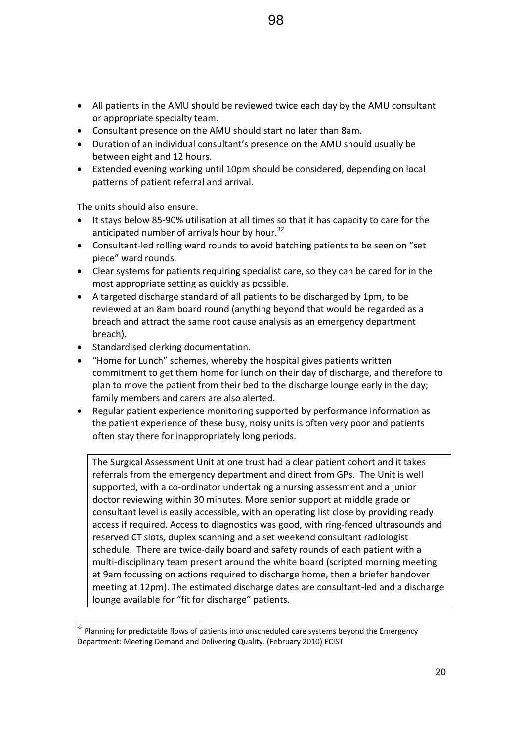- All patients in the AMU should be reviewed twice each day by the AMU consultant or appropriate specialty team.
- Consultant presence on the AMU should start no later than 8am.
- Duration of an individual consultant's presence on the AMU should usually be between eight and 12 hours.
- Extended evening working until 10pm should be considered, depending on local patterns of patient referral and arrival.

The units should also ensure:

- It stays below 85-90% utilisation at all times so that it has capacity to care for the anticipated number of arrivals hour by hour.[32]
- Consultant-led rolling ward rounds to avoid batching patients to be seen on "set piece" ward rounds.
- Clear systems for patients requiring specialist care, so they can be cared for in the most appropriate setting as quickly as possible.
- A targeted discharge standard of all patients to be discharged by 1pm, to be reviewed at an 8am board round (anything beyond that would be regarded as a breach and attract the same root cause analysis as an emergency department breach).
- Standardised clerking documentation.
- "Home for Lunch" schemes, whereby the hospital gives patients written commitment to get them home for lunch on their day of discharge, and therefore to plan to move the patient from their bed to the discharge lounge early in the day; family members and carers are also alerted.
- Regular patient experience monitoring supported by performance information as the patient experience of these busy, noisy units is often very poor and patients often stay there for inappropriately long periods.

> The Surgical Assessment Unit at one trust had a clear patient cohort and it takes referrals from the emergency department and direct from GPs. The Unit is well supported, with a co-ordinator undertaking a nursing assessment and a junior doctor reviewing within 30 minutes. More senior support at middle grade or consultant level is easily accessible, with an operating list close by providing ready access if required. Access to diagnostics was good, with ring-fenced ultrasounds and reserved CT slots, duplex scanning and a set weekend consultant radiologist schedule. There are twice-daily board and safety rounds of each patient with a multi-disciplinary team present around the white board (scripted morning meeting at 9am focussing on actions required to discharge home, then a briefer handover meeting at 12pm). The estimated discharge dates are consultant-led and a discharge lounge available for "fit for discharge" patients.

[32] Planning for predictable flows of patients into unscheduled care systems beyond the Emergency Department: Meeting Demand and Delivering Quality. (February 2010) ECIST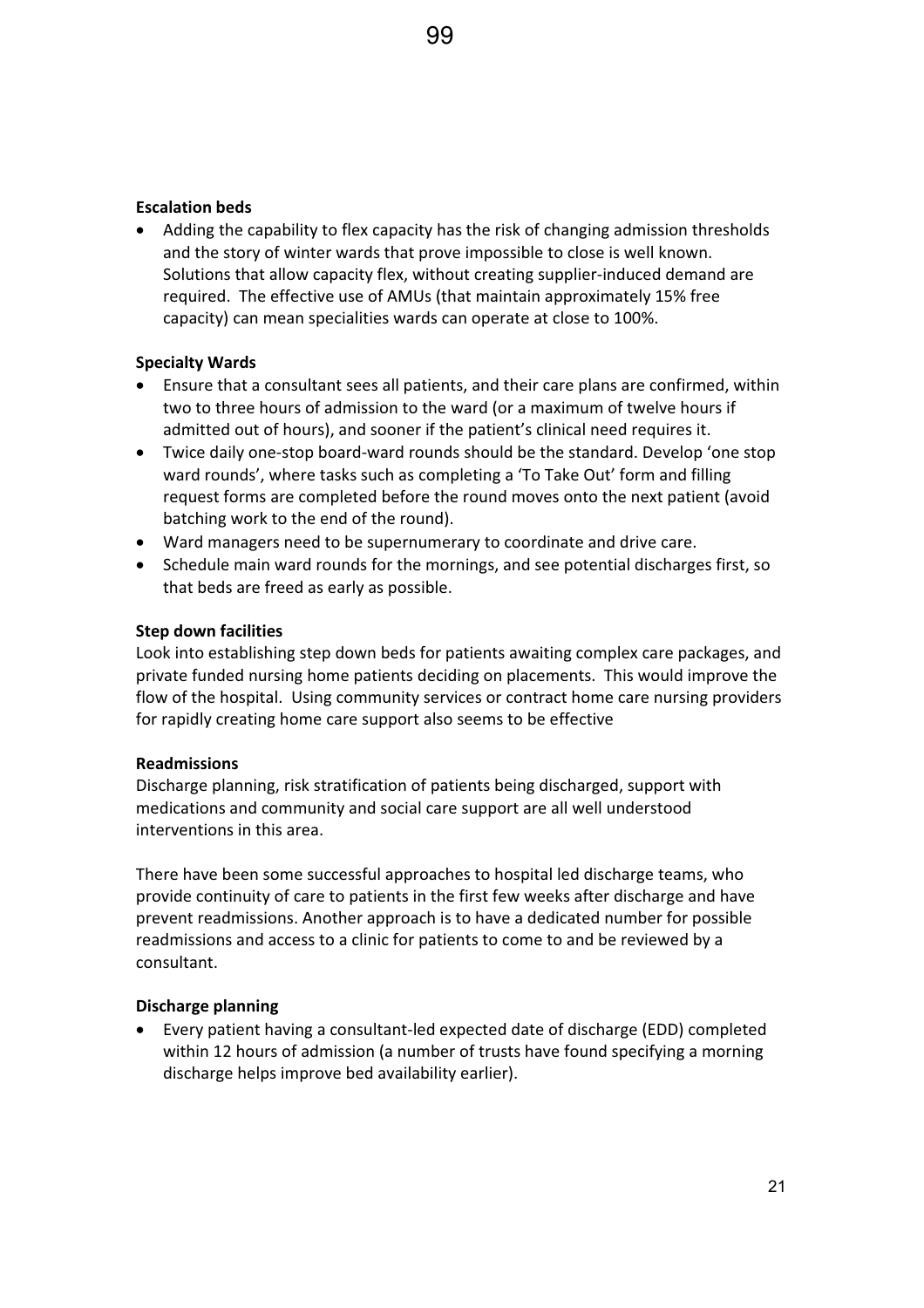**Escalation beds**

- Adding the capability to flex capacity has the risk of changing admission thresholds and the story of winter wards that prove impossible to close is well known. Solutions that allow capacity flex, without creating supplier-induced demand are required. The effective use of AMUs (that maintain approximately 15% free capacity) can mean specialities wards can operate at close to 100%.

**Specialty Wards**

- Ensure that a consultant sees all patients, and their care plans are confirmed, within two to three hours of admission to the ward (or a maximum of twelve hours if admitted out of hours), and sooner if the patient's clinical need requires it.
- Twice daily one-stop board-ward rounds should be the standard. Develop 'one stop ward rounds', where tasks such as completing a 'To Take Out' form and filling request forms are completed before the round moves onto the next patient (avoid batching work to the end of the round).
- Ward managers need to be supernumerary to coordinate and drive care.
- Schedule main ward rounds for the mornings, and see potential discharges first, so that beds are freed as early as possible.

**Step down facilities**

Look into establishing step down beds for patients awaiting complex care packages, and private funded nursing home patients deciding on placements. This would improve the flow of the hospital. Using community services or contract home care nursing providers for rapidly creating home care support also seems to be effective

**Readmissions**

Discharge planning, risk stratification of patients being discharged, support with medications and community and social care support are all well understood interventions in this area.

There have been some successful approaches to hospital led discharge teams, who provide continuity of care to patients in the first few weeks after discharge and have prevent readmissions. Another approach is to have a dedicated number for possible readmissions and access to a clinic for patients to come to and be reviewed by a consultant.

**Discharge planning**

- Every patient having a consultant-led expected date of discharge (EDD) completed within 12 hours of admission (a number of trusts have found specifying a morning discharge helps improve bed availability earlier).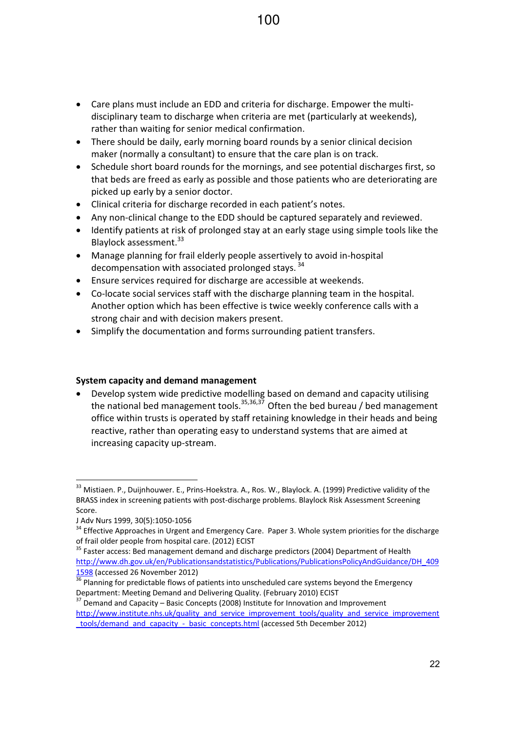- Care plans must include an EDD and criteria for discharge. Empower the multi-disciplinary team to discharge when criteria are met (particularly at weekends), rather than waiting for senior medical confirmation.
- There should be daily, early morning board rounds by a senior clinical decision maker (normally a consultant) to ensure that the care plan is on track.
- Schedule short board rounds for the mornings, and see potential discharges first, so that beds are freed as early as possible and those patients who are deteriorating are picked up early by a senior doctor.
- Clinical criteria for discharge recorded in each patient's notes.
- Any non-clinical change to the EDD should be captured separately and reviewed.
- Identify patients at risk of prolonged stay at an early stage using simple tools like the Blaylock assessment.[33]
- Manage planning for frail elderly people assertively to avoid in-hospital decompensation with associated prolonged stays.[34]
- Ensure services required for discharge are accessible at weekends.
- Co-locate social services staff with the discharge planning team in the hospital. Another option which has been effective is twice weekly conference calls with a strong chair and with decision makers present.
- Simplify the documentation and forms surrounding patient transfers.

**System capacity and demand management**

- Develop system wide predictive modelling based on demand and capacity utilising the national bed management tools.[35,36,37] Often the bed bureau / bed management office within trusts is operated by staff retaining knowledge in their heads and being reactive, rather than operating easy to understand systems that are aimed at increasing capacity up-stream.

---

[33] Mistiaen. P., Duijnhouwer. E., Prins-Hoekstra. A., Ros. W., Blaylock. A. (1999) Predictive validity of the BRASS index in screening patients with post-discharge problems. Blaylock Risk Assessment Screening Score.
J Adv Nurs 1999, 30(5):1050-1056

[34] Effective Approaches in Urgent and Emergency Care. Paper 3. Whole system priorities for the discharge of frail older people from hospital care. (2012) ECIST

[35] Faster access: Bed management demand and discharge predictors (2004) Department of Health http://www.dh.gov.uk/en/Publicationsandstatistics/Publications/PublicationsPolicyAndGuidance/DH_4091598 (accessed 26 November 2012)

[36] Planning for predictable flows of patients into unscheduled care systems beyond the Emergency Department: Meeting Demand and Delivering Quality. (February 2010) ECIST

[37] Demand and Capacity – Basic Concepts (2008) Institute for Innovation and Improvement http://www.institute.nhs.uk/quality_and_service_improvement_tools/quality_and_service_improvement_tools/demand_and_capacity_-_basic_concepts.html (accessed 5th December 2012)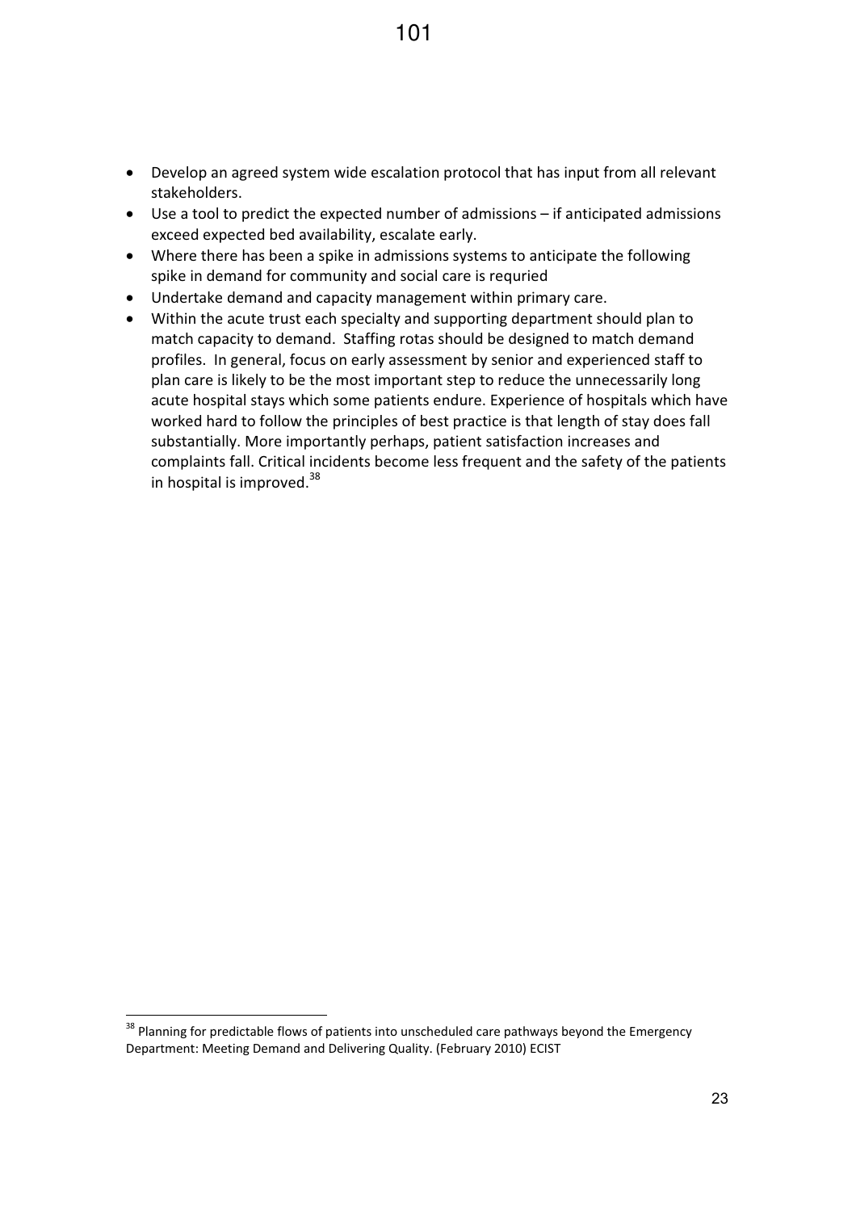- Develop an agreed system wide escalation protocol that has input from all relevant stakeholders.
- Use a tool to predict the expected number of admissions – if anticipated admissions exceed expected bed availability, escalate early.
- Where there has been a spike in admissions systems to anticipate the following spike in demand for community and social care is requried
- Undertake demand and capacity management within primary care.
- Within the acute trust each specialty and supporting department should plan to match capacity to demand. Staffing rotas should be designed to match demand profiles. In general, focus on early assessment by senior and experienced staff to plan care is likely to be the most important step to reduce the unnecessarily long acute hospital stays which some patients endure. Experience of hospitals which have worked hard to follow the principles of best practice is that length of stay does fall substantially. More importantly perhaps, patient satisfaction increases and complaints fall. Critical incidents become less frequent and the safety of the patients in hospital is improved.[38]

[38] Planning for predictable flows of patients into unscheduled care pathways beyond the Emergency Department: Meeting Demand and Delivering Quality. (February 2010) ECIST